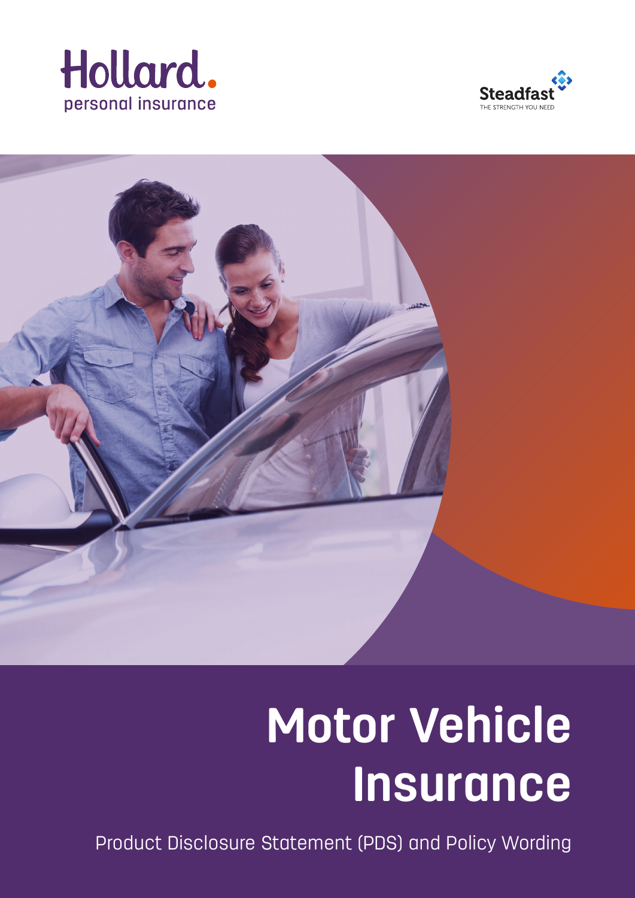Hollard. personal insurance

Steadfast
THE STRENGTH YOU NEED

# Motor Vehicle Insurance

Product Disclosure Statement (PDS) and Policy Wording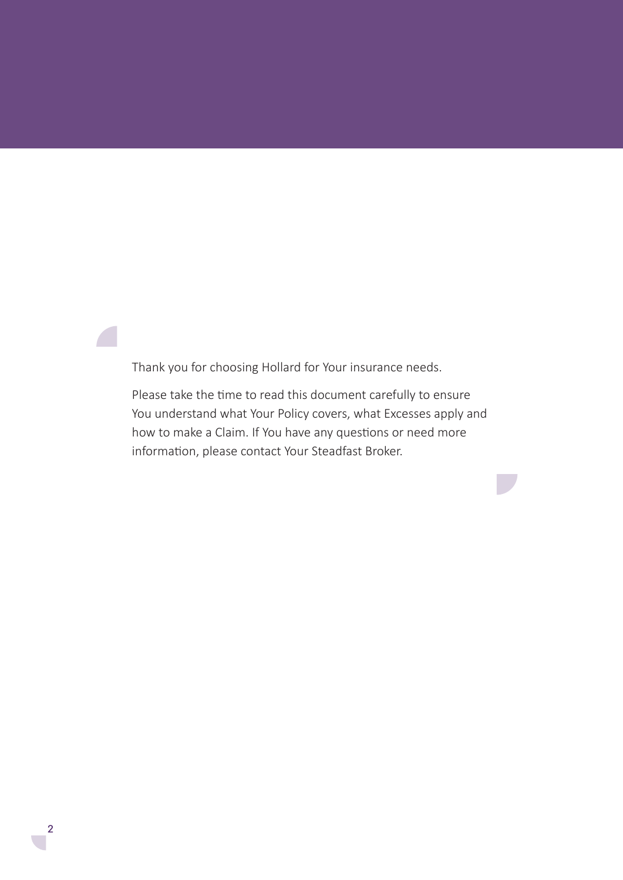Thank you for choosing Hollard for Your insurance needs.

Please take the time to read this document carefully to ensure You understand what Your Policy covers, what Excesses apply and how to make a Claim. If You have any questions or need more information, please contact Your Steadfast Broker.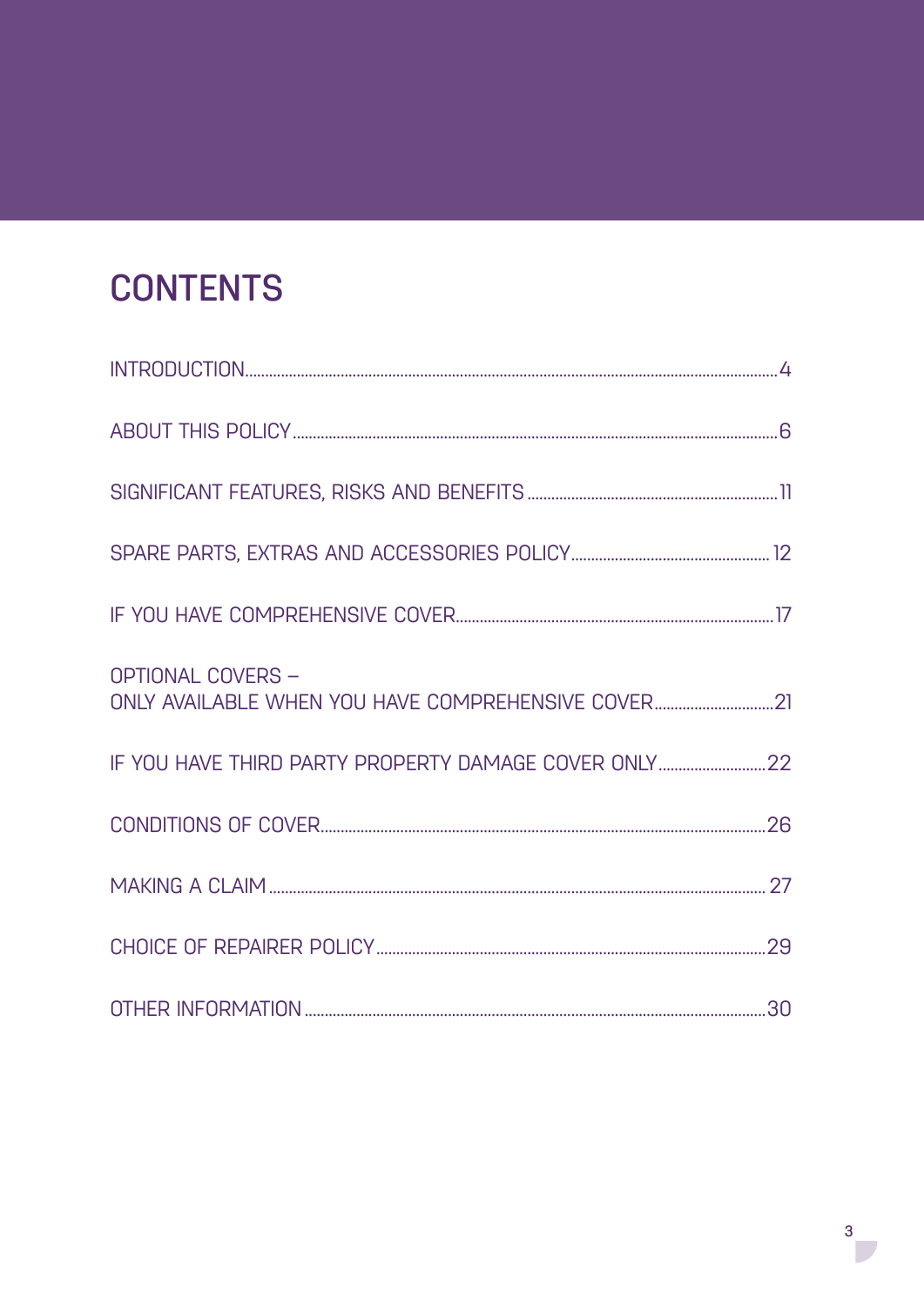# CONTENTS

| | |
|---|---|
| INTRODUCTION | 4 |
| ABOUT THIS POLICY | 6 |
| SIGNIFICANT FEATURES, RISKS AND BENEFITS | 11 |
| SPARE PARTS, EXTRAS AND ACCESSORIES POLICY | 12 |
| IF YOU HAVE COMPREHENSIVE COVER | 17 |
| OPTIONAL COVERS – ONLY AVAILABLE WHEN YOU HAVE COMPREHENSIVE COVER | 21 |
| IF YOU HAVE THIRD PARTY PROPERTY DAMAGE COVER ONLY | 22 |
| CONDITIONS OF COVER | 26 |
| MAKING A CLAIM | 27 |
| CHOICE OF REPAIRER POLICY | 29 |
| OTHER INFORMATION | 30 |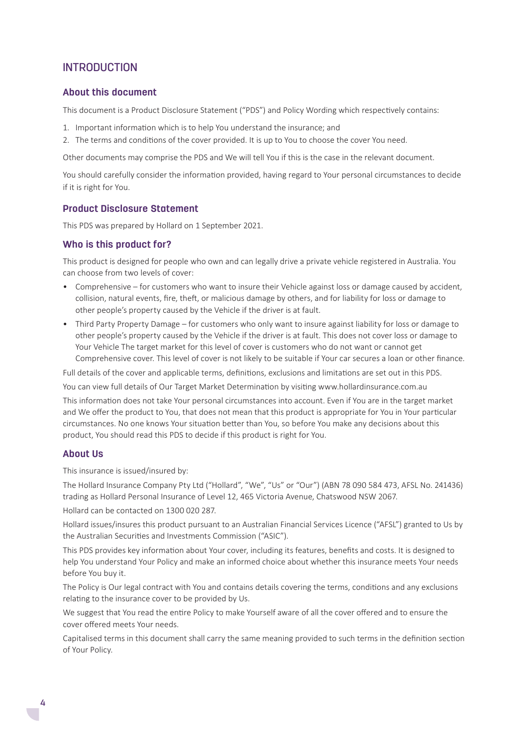# INTRODUCTION

## About this document

This document is a Product Disclosure Statement ("PDS") and Policy Wording which respectively contains:

1. Important information which is to help You understand the insurance; and
2. The terms and conditions of the cover provided. It is up to You to choose the cover You need.

Other documents may comprise the PDS and We will tell You if this is the case in the relevant document.

You should carefully consider the information provided, having regard to Your personal circumstances to decide if it is right for You.

## Product Disclosure Statement

This PDS was prepared by Hollard on 1 September 2021.

## Who is this product for?

This product is designed for people who own and can legally drive a private vehicle registered in Australia. You can choose from two levels of cover:

- Comprehensive – for customers who want to insure their Vehicle against loss or damage caused by accident, collision, natural events, fire, theft, or malicious damage by others, and for liability for loss or damage to other people's property caused by the Vehicle if the driver is at fault.
- Third Party Property Damage – for customers who only want to insure against liability for loss or damage to other people's property caused by the Vehicle if the driver is at fault. This does not cover loss or damage to Your Vehicle The target market for this level of cover is customers who do not want or cannot get Comprehensive cover. This level of cover is not likely to be suitable if Your car secures a loan or other finance.

Full details of the cover and applicable terms, definitions, exclusions and limitations are set out in this PDS.

You can view full details of Our Target Market Determination by visiting www.hollardinsurance.com.au

This information does not take Your personal circumstances into account. Even if You are in the target market and We offer the product to You, that does not mean that this product is appropriate for You in Your particular circumstances. No one knows Your situation better than You, so before You make any decisions about this product, You should read this PDS to decide if this product is right for You.

## About Us

This insurance is issued/insured by:

The Hollard Insurance Company Pty Ltd ("Hollard", "We", "Us" or "Our") (ABN 78 090 584 473, AFSL No. 241436) trading as Hollard Personal Insurance of Level 12, 465 Victoria Avenue, Chatswood NSW 2067.

Hollard can be contacted on 1300 020 287.

Hollard issues/insures this product pursuant to an Australian Financial Services Licence ("AFSL") granted to Us by the Australian Securities and Investments Commission ("ASIC").

This PDS provides key information about Your cover, including its features, benefits and costs. It is designed to help You understand Your Policy and make an informed choice about whether this insurance meets Your needs before You buy it.

The Policy is Our legal contract with You and contains details covering the terms, conditions and any exclusions relating to the insurance cover to be provided by Us.

We suggest that You read the entire Policy to make Yourself aware of all the cover offered and to ensure the cover offered meets Your needs.

Capitalised terms in this document shall carry the same meaning provided to such terms in the definition section of Your Policy.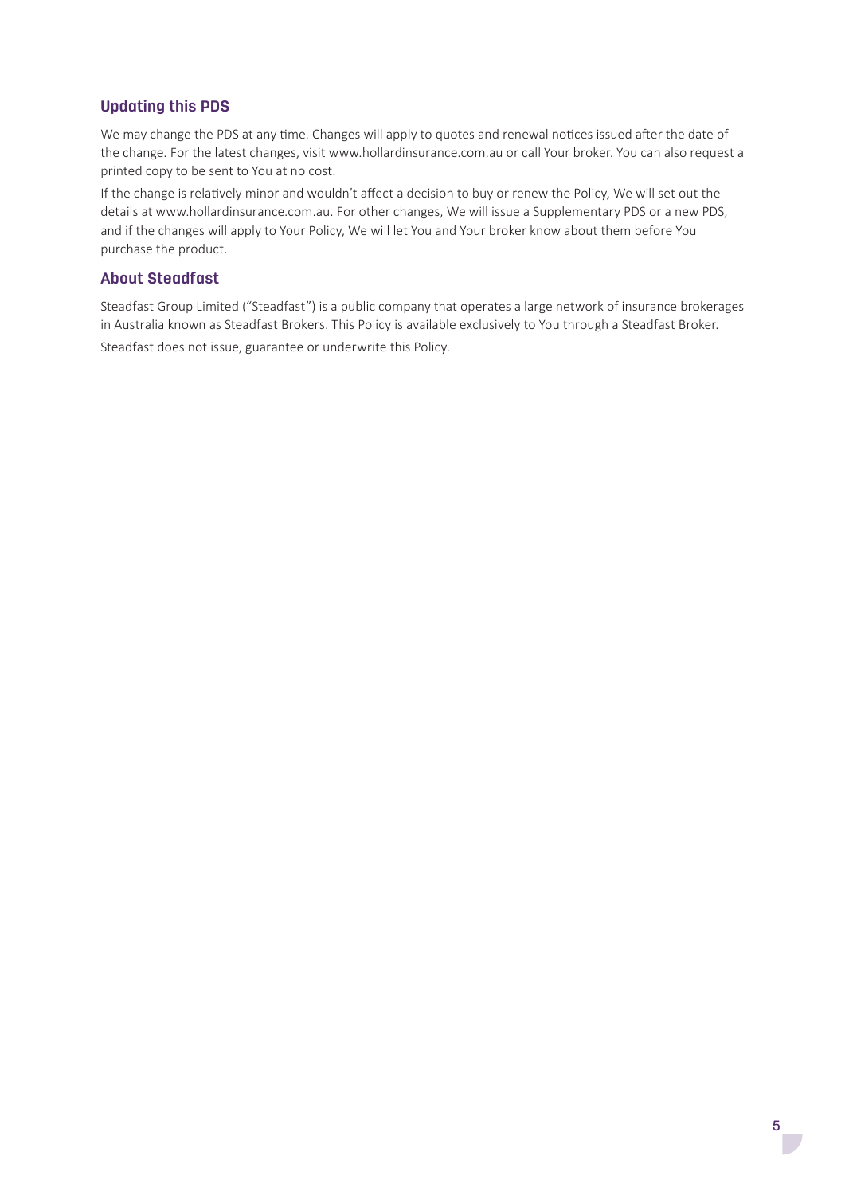## Updating this PDS

We may change the PDS at any time. Changes will apply to quotes and renewal notices issued after the date of the change. For the latest changes, visit www.hollardinsurance.com.au or call Your broker. You can also request a printed copy to be sent to You at no cost.

If the change is relatively minor and wouldn't affect a decision to buy or renew the Policy, We will set out the details at www.hollardinsurance.com.au. For other changes, We will issue a Supplementary PDS or a new PDS, and if the changes will apply to Your Policy, We will let You and Your broker know about them before You purchase the product.

## About Steadfast

Steadfast Group Limited ("Steadfast") is a public company that operates a large network of insurance brokerages in Australia known as Steadfast Brokers. This Policy is available exclusively to You through a Steadfast Broker.

Steadfast does not issue, guarantee or underwrite this Policy.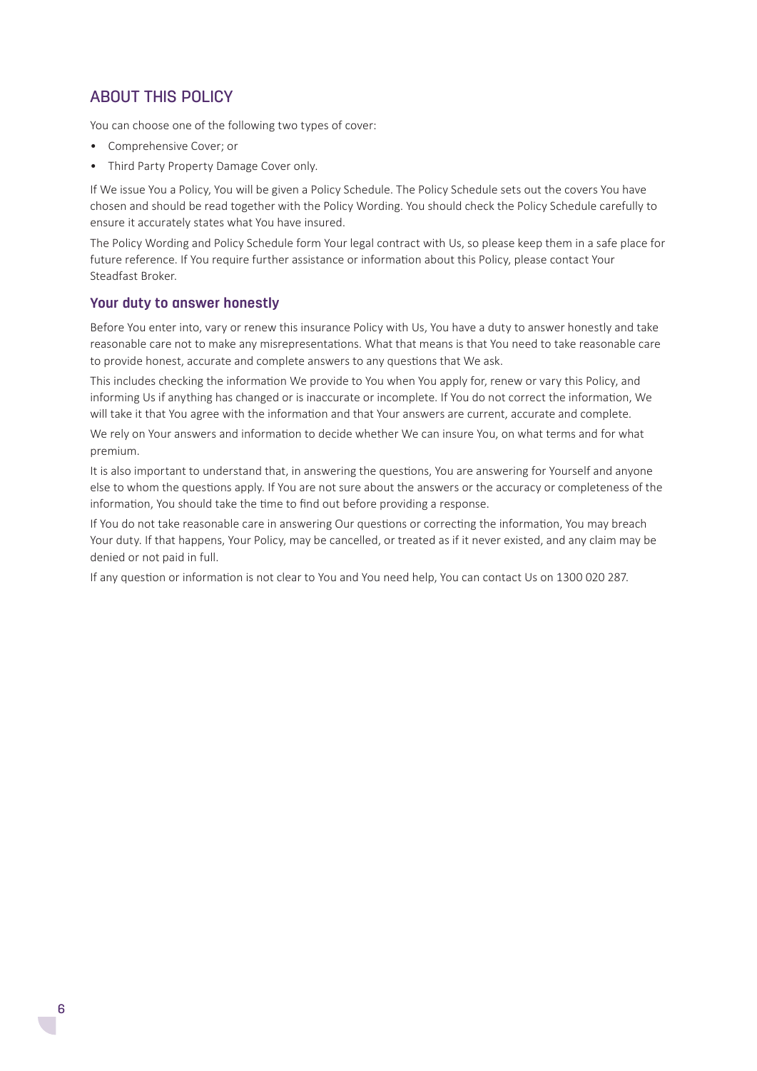## ABOUT THIS POLICY

You can choose one of the following two types of cover:

- Comprehensive Cover; or
- Third Party Property Damage Cover only.

If We issue You a Policy, You will be given a Policy Schedule. The Policy Schedule sets out the covers You have chosen and should be read together with the Policy Wording. You should check the Policy Schedule carefully to ensure it accurately states what You have insured.

The Policy Wording and Policy Schedule form Your legal contract with Us, so please keep them in a safe place for future reference. If You require further assistance or information about this Policy, please contact Your Steadfast Broker.

### Your duty to answer honestly

Before You enter into, vary or renew this insurance Policy with Us, You have a duty to answer honestly and take reasonable care not to make any misrepresentations. What that means is that You need to take reasonable care to provide honest, accurate and complete answers to any questions that We ask.

This includes checking the information We provide to You when You apply for, renew or vary this Policy, and informing Us if anything has changed or is inaccurate or incomplete. If You do not correct the information, We will take it that You agree with the information and that Your answers are current, accurate and complete.

We rely on Your answers and information to decide whether We can insure You, on what terms and for what premium.

It is also important to understand that, in answering the questions, You are answering for Yourself and anyone else to whom the questions apply. If You are not sure about the answers or the accuracy or completeness of the information, You should take the time to find out before providing a response.

If You do not take reasonable care in answering Our questions or correcting the information, You may breach Your duty. If that happens, Your Policy, may be cancelled, or treated as if it never existed, and any claim may be denied or not paid in full.

If any question or information is not clear to You and You need help, You can contact Us on 1300 020 287.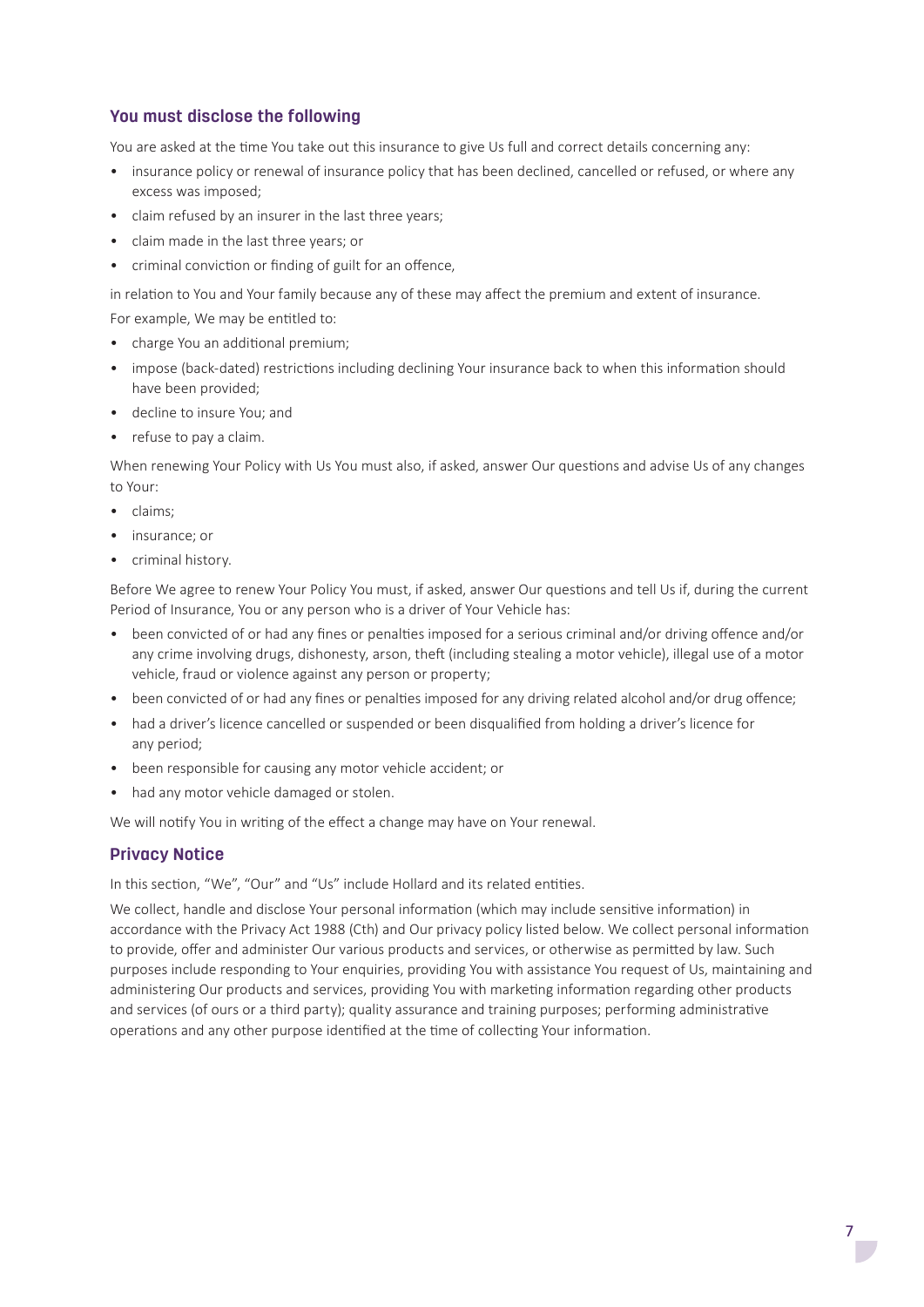## You must disclose the following

You are asked at the time You take out this insurance to give Us full and correct details concerning any:

- insurance policy or renewal of insurance policy that has been declined, cancelled or refused, or where any excess was imposed;
- claim refused by an insurer in the last three years;
- claim made in the last three years; or
- criminal conviction or finding of guilt for an offence,

in relation to You and Your family because any of these may affect the premium and extent of insurance.

For example, We may be entitled to:

- charge You an additional premium;
- impose (back-dated) restrictions including declining Your insurance back to when this information should have been provided;
- decline to insure You; and
- refuse to pay a claim.

When renewing Your Policy with Us You must also, if asked, answer Our questions and advise Us of any changes to Your:

- claims;
- insurance; or
- criminal history.

Before We agree to renew Your Policy You must, if asked, answer Our questions and tell Us if, during the current Period of Insurance, You or any person who is a driver of Your Vehicle has:

- been convicted of or had any fines or penalties imposed for a serious criminal and/or driving offence and/or any crime involving drugs, dishonesty, arson, theft (including stealing a motor vehicle), illegal use of a motor vehicle, fraud or violence against any person or property;
- been convicted of or had any fines or penalties imposed for any driving related alcohol and/or drug offence;
- had a driver's licence cancelled or suspended or been disqualified from holding a driver's licence for any period;
- been responsible for causing any motor vehicle accident; or
- had any motor vehicle damaged or stolen.

We will notify You in writing of the effect a change may have on Your renewal.

## Privacy Notice

In this section, "We", "Our" and "Us" include Hollard and its related entities.

We collect, handle and disclose Your personal information (which may include sensitive information) in accordance with the Privacy Act 1988 (Cth) and Our privacy policy listed below. We collect personal information to provide, offer and administer Our various products and services, or otherwise as permitted by law. Such purposes include responding to Your enquiries, providing You with assistance You request of Us, maintaining and administering Our products and services, providing You with marketing information regarding other products and services (of ours or a third party); quality assurance and training purposes; performing administrative operations and any other purpose identified at the time of collecting Your information.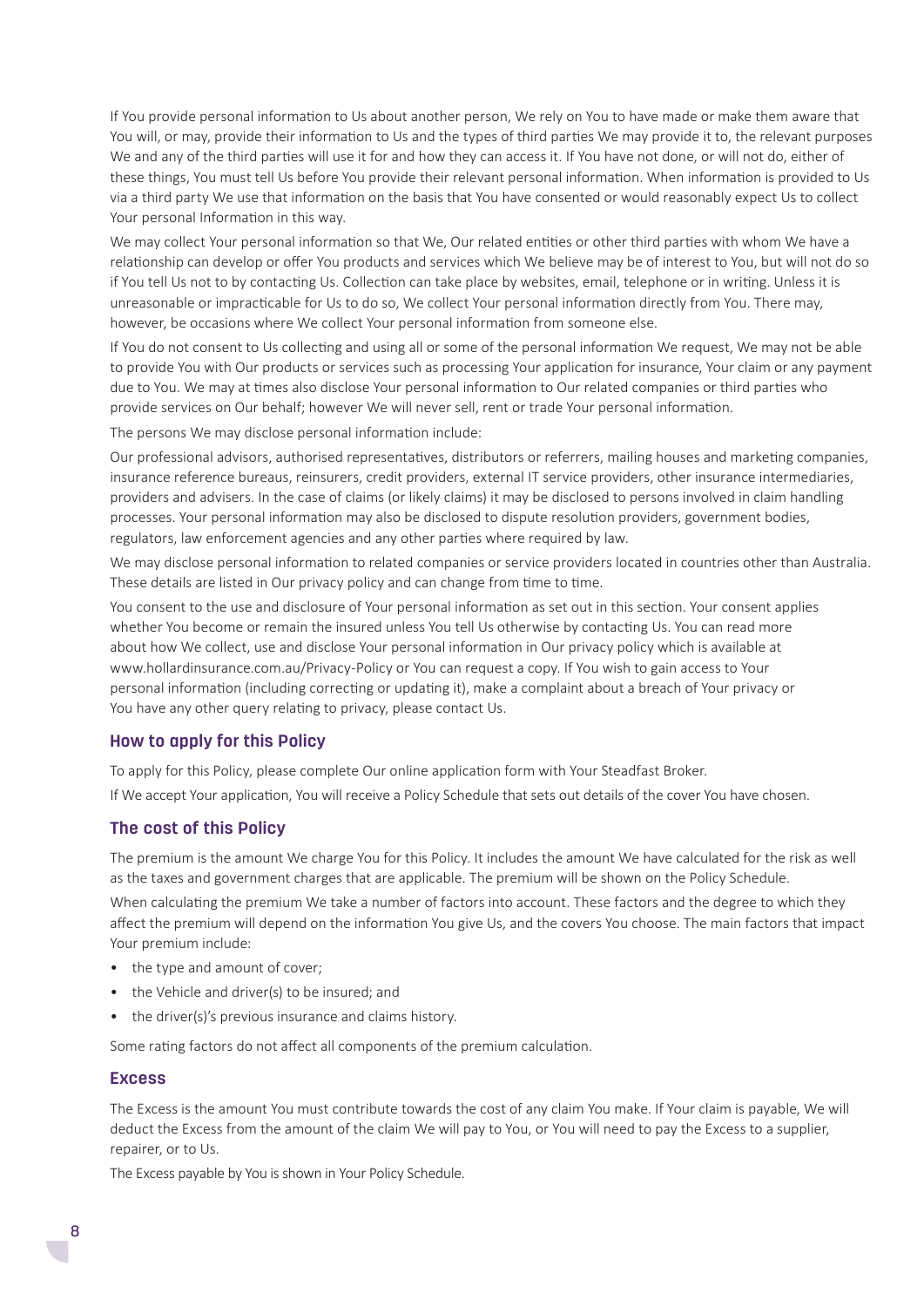If You provide personal information to Us about another person, We rely on You to have made or make them aware that You will, or may, provide their information to Us and the types of third parties We may provide it to, the relevant purposes We and any of the third parties will use it for and how they can access it. If You have not done, or will not do, either of these things, You must tell Us before You provide their relevant personal information. When information is provided to Us via a third party We use that information on the basis that You have consented or would reasonably expect Us to collect Your personal Information in this way.

We may collect Your personal information so that We, Our related entities or other third parties with whom We have a relationship can develop or offer You products and services which We believe may be of interest to You, but will not do so if You tell Us not to by contacting Us. Collection can take place by websites, email, telephone or in writing. Unless it is unreasonable or impracticable for Us to do so, We collect Your personal information directly from You. There may, however, be occasions where We collect Your personal information from someone else.

If You do not consent to Us collecting and using all or some of the personal information We request, We may not be able to provide You with Our products or services such as processing Your application for insurance, Your claim or any payment due to You. We may at times also disclose Your personal information to Our related companies or third parties who provide services on Our behalf; however We will never sell, rent or trade Your personal information.

The persons We may disclose personal information include:

Our professional advisors, authorised representatives, distributors or referrers, mailing houses and marketing companies, insurance reference bureaus, reinsurers, credit providers, external IT service providers, other insurance intermediaries, providers and advisers. In the case of claims (or likely claims) it may be disclosed to persons involved in claim handling processes. Your personal information may also be disclosed to dispute resolution providers, government bodies, regulators, law enforcement agencies and any other parties where required by law.

We may disclose personal information to related companies or service providers located in countries other than Australia. These details are listed in Our privacy policy and can change from time to time.

You consent to the use and disclosure of Your personal information as set out in this section. Your consent applies whether You become or remain the insured unless You tell Us otherwise by contacting Us. You can read more about how We collect, use and disclose Your personal information in Our privacy policy which is available at www.hollardinsurance.com.au/Privacy-Policy or You can request a copy. If You wish to gain access to Your personal information (including correcting or updating it), make a complaint about a breach of Your privacy or You have any other query relating to privacy, please contact Us.

## How to apply for this Policy

To apply for this Policy, please complete Our online application form with Your Steadfast Broker.

If We accept Your application, You will receive a Policy Schedule that sets out details of the cover You have chosen.

## The cost of this Policy

The premium is the amount We charge You for this Policy. It includes the amount We have calculated for the risk as well as the taxes and government charges that are applicable. The premium will be shown on the Policy Schedule.

When calculating the premium We take a number of factors into account. These factors and the degree to which they affect the premium will depend on the information You give Us, and the covers You choose. The main factors that impact Your premium include:

- the type and amount of cover;
- the Vehicle and driver(s) to be insured; and
- the driver(s)'s previous insurance and claims history.

Some rating factors do not affect all components of the premium calculation.

## Excess

The Excess is the amount You must contribute towards the cost of any claim You make. If Your claim is payable, We will deduct the Excess from the amount of the claim We will pay to You, or You will need to pay the Excess to a supplier, repairer, or to Us.

The Excess payable by You is shown in Your Policy Schedule.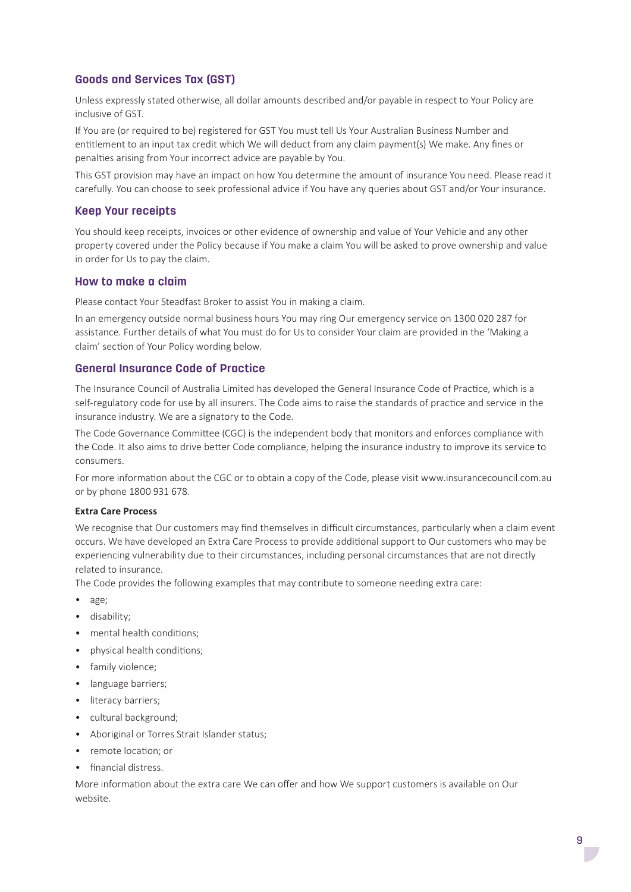## Goods and Services Tax (GST)

Unless expressly stated otherwise, all dollar amounts described and/or payable in respect to Your Policy are inclusive of GST.

If You are (or required to be) registered for GST You must tell Us Your Australian Business Number and entitlement to an input tax credit which We will deduct from any claim payment(s) We make. Any fines or penalties arising from Your incorrect advice are payable by You.

This GST provision may have an impact on how You determine the amount of insurance You need. Please read it carefully. You can choose to seek professional advice if You have any queries about GST and/or Your insurance.

## Keep Your receipts

You should keep receipts, invoices or other evidence of ownership and value of Your Vehicle and any other property covered under the Policy because if You make a claim You will be asked to prove ownership and value in order for Us to pay the claim.

## How to make a claim

Please contact Your Steadfast Broker to assist You in making a claim.

In an emergency outside normal business hours You may ring Our emergency service on 1300 020 287 for assistance. Further details of what You must do for Us to consider Your claim are provided in the 'Making a claim' section of Your Policy wording below.

## General Insurance Code of Practice

The Insurance Council of Australia Limited has developed the General Insurance Code of Practice, which is a self-regulatory code for use by all insurers. The Code aims to raise the standards of practice and service in the insurance industry. We are a signatory to the Code.

The Code Governance Committee (CGC) is the independent body that monitors and enforces compliance with the Code. It also aims to drive better Code compliance, helping the insurance industry to improve its service to consumers.

For more information about the CGC or to obtain a copy of the Code, please visit www.insurancecouncil.com.au or by phone 1800 931 678.

**Extra Care Process**

We recognise that Our customers may find themselves in difficult circumstances, particularly when a claim event occurs. We have developed an Extra Care Process to provide additional support to Our customers who may be experiencing vulnerability due to their circumstances, including personal circumstances that are not directly related to insurance.

The Code provides the following examples that may contribute to someone needing extra care:

- age;
- disability;
- mental health conditions;
- physical health conditions;
- family violence;
- language barriers;
- literacy barriers;
- cultural background;
- Aboriginal or Torres Strait Islander status;
- remote location; or
- financial distress.

More information about the extra care We can offer and how We support customers is available on Our website.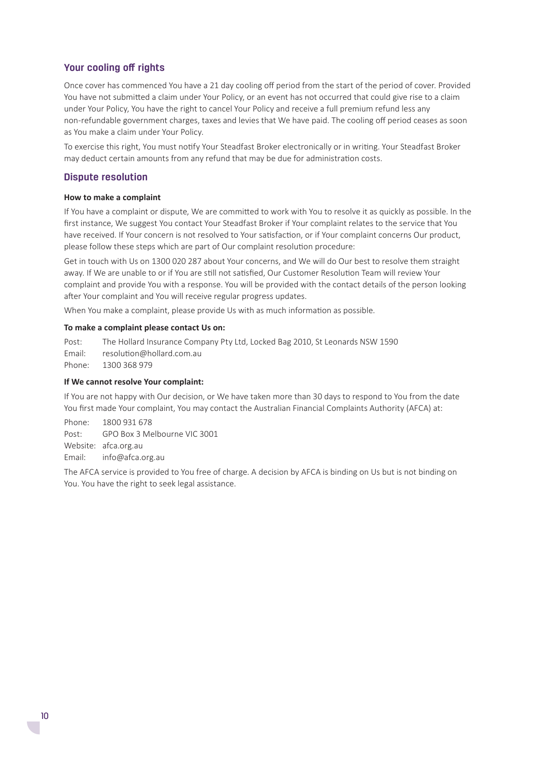## Your cooling off rights

Once cover has commenced You have a 21 day cooling off period from the start of the period of cover. Provided You have not submitted a claim under Your Policy, or an event has not occurred that could give rise to a claim under Your Policy, You have the right to cancel Your Policy and receive a full premium refund less any non-refundable government charges, taxes and levies that We have paid. The cooling off period ceases as soon as You make a claim under Your Policy.

To exercise this right, You must notify Your Steadfast Broker electronically or in writing. Your Steadfast Broker may deduct certain amounts from any refund that may be due for administration costs.

## Dispute resolution

**How to make a complaint**

If You have a complaint or dispute, We are committed to work with You to resolve it as quickly as possible. In the first instance, We suggest You contact Your Steadfast Broker if Your complaint relates to the service that You have received. If Your concern is not resolved to Your satisfaction, or if Your complaint concerns Our product, please follow these steps which are part of Our complaint resolution procedure:

Get in touch with Us on 1300 020 287 about Your concerns, and We will do Our best to resolve them straight away. If We are unable to or if You are still not satisfied, Our Customer Resolution Team will review Your complaint and provide You with a response. You will be provided with the contact details of the person looking after Your complaint and You will receive regular progress updates.

When You make a complaint, please provide Us with as much information as possible.

**To make a complaint please contact Us on:**

Post: The Hollard Insurance Company Pty Ltd, Locked Bag 2010, St Leonards NSW 1590
Email: resolution@hollard.com.au
Phone: 1300 368 979

**If We cannot resolve Your complaint:**

If You are not happy with Our decision, or We have taken more than 30 days to respond to You from the date You first made Your complaint, You may contact the Australian Financial Complaints Authority (AFCA) at:

Phone: 1800 931 678
Post: GPO Box 3 Melbourne VIC 3001
Website: afca.org.au
Email: info@afca.org.au

The AFCA service is provided to You free of charge. A decision by AFCA is binding on Us but is not binding on You. You have the right to seek legal assistance.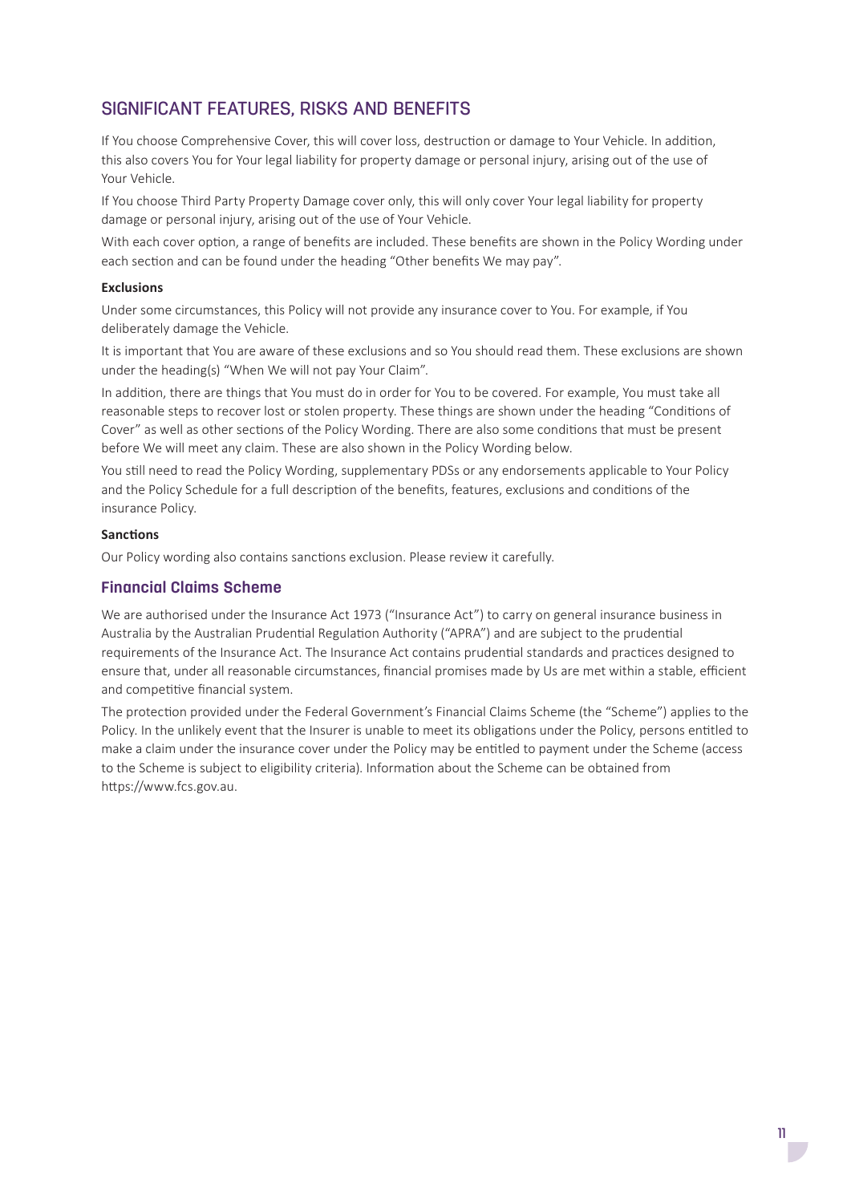## SIGNIFICANT FEATURES, RISKS AND BENEFITS

If You choose Comprehensive Cover, this will cover loss, destruction or damage to Your Vehicle. In addition, this also covers You for Your legal liability for property damage or personal injury, arising out of the use of Your Vehicle.

If You choose Third Party Property Damage cover only, this will only cover Your legal liability for property damage or personal injury, arising out of the use of Your Vehicle.

With each cover option, a range of benefits are included. These benefits are shown in the Policy Wording under each section and can be found under the heading "Other benefits We may pay".

**Exclusions**

Under some circumstances, this Policy will not provide any insurance cover to You. For example, if You deliberately damage the Vehicle.

It is important that You are aware of these exclusions and so You should read them. These exclusions are shown under the heading(s) "When We will not pay Your Claim".

In addition, there are things that You must do in order for You to be covered. For example, You must take all reasonable steps to recover lost or stolen property. These things are shown under the heading "Conditions of Cover" as well as other sections of the Policy Wording. There are also some conditions that must be present before We will meet any claim. These are also shown in the Policy Wording below.

You still need to read the Policy Wording, supplementary PDSs or any endorsements applicable to Your Policy and the Policy Schedule for a full description of the benefits, features, exclusions and conditions of the insurance Policy.

**Sanctions**

Our Policy wording also contains sanctions exclusion. Please review it carefully.

### Financial Claims Scheme

We are authorised under the Insurance Act 1973 ("Insurance Act") to carry on general insurance business in Australia by the Australian Prudential Regulation Authority ("APRA") and are subject to the prudential requirements of the Insurance Act. The Insurance Act contains prudential standards and practices designed to ensure that, under all reasonable circumstances, financial promises made by Us are met within a stable, efficient and competitive financial system.

The protection provided under the Federal Government's Financial Claims Scheme (the "Scheme") applies to the Policy. In the unlikely event that the Insurer is unable to meet its obligations under the Policy, persons entitled to make a claim under the insurance cover under the Policy may be entitled to payment under the Scheme (access to the Scheme is subject to eligibility criteria). Information about the Scheme can be obtained from https://www.fcs.gov.au.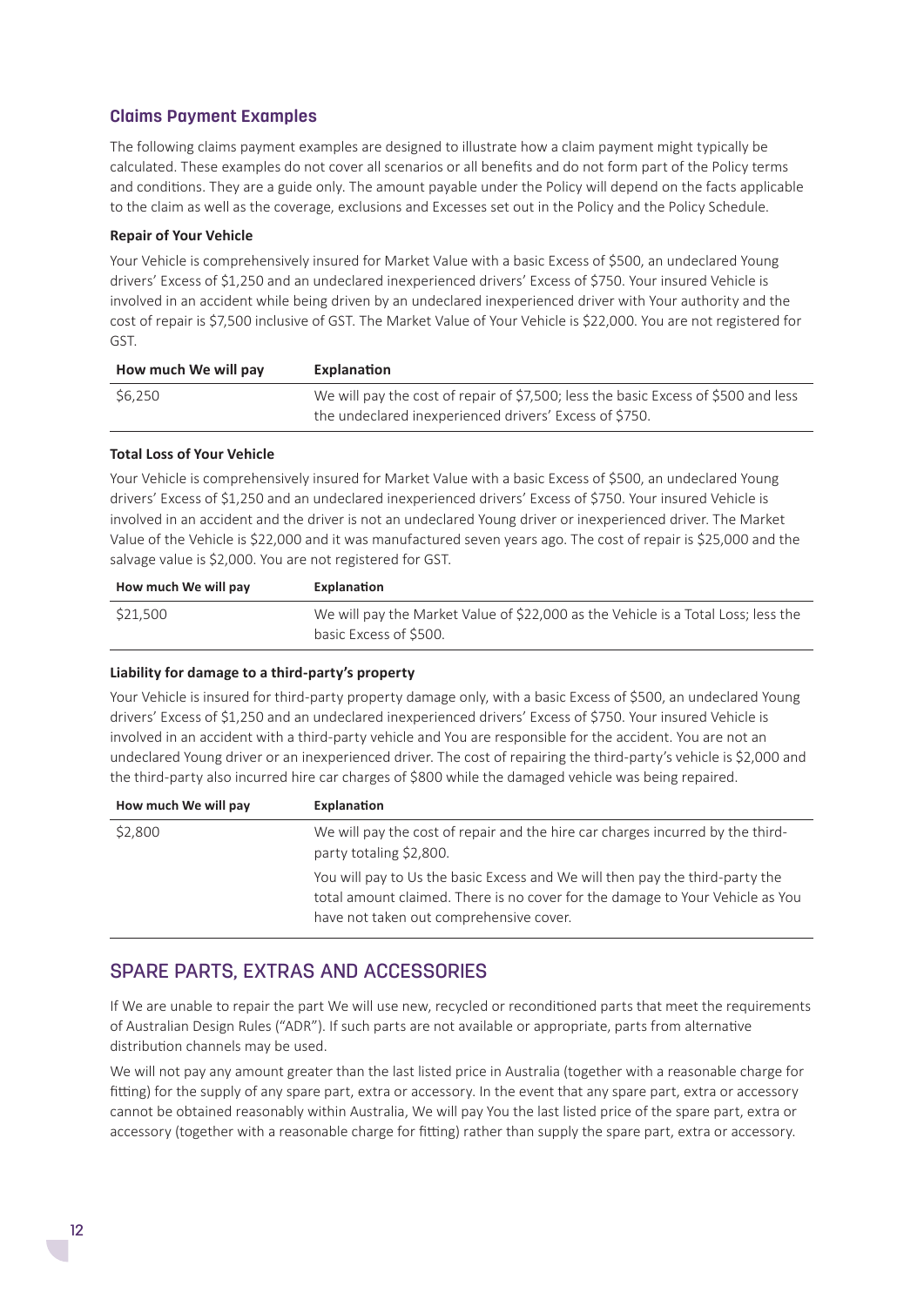## Claims Payment Examples

The following claims payment examples are designed to illustrate how a claim payment might typically be calculated. These examples do not cover all scenarios or all benefits and do not form part of the Policy terms and conditions. They are a guide only. The amount payable under the Policy will depend on the facts applicable to the claim as well as the coverage, exclusions and Excesses set out in the Policy and the Policy Schedule.

**Repair of Your Vehicle**

Your Vehicle is comprehensively insured for Market Value with a basic Excess of $500, an undeclared Young drivers' Excess of $1,250 and an undeclared inexperienced drivers' Excess of $750. Your insured Vehicle is involved in an accident while being driven by an undeclared inexperienced driver with Your authority and the cost of repair is $7,500 inclusive of GST. The Market Value of Your Vehicle is $22,000. You are not registered for GST.

| How much We will pay | Explanation |
|---|---|
| $6,250 | We will pay the cost of repair of $7,500; less the basic Excess of $500 and less the undeclared inexperienced drivers' Excess of $750. |

**Total Loss of Your Vehicle**

Your Vehicle is comprehensively insured for Market Value with a basic Excess of $500, an undeclared Young drivers' Excess of $1,250 and an undeclared inexperienced drivers' Excess of $750. Your insured Vehicle is involved in an accident and the driver is not an undeclared Young driver or inexperienced driver. The Market Value of the Vehicle is $22,000 and it was manufactured seven years ago. The cost of repair is $25,000 and the salvage value is $2,000. You are not registered for GST.

| How much We will pay | Explanation |
|---|---|
| $21,500 | We will pay the Market Value of $22,000 as the Vehicle is a Total Loss; less the basic Excess of $500. |

**Liability for damage to a third-party's property**

Your Vehicle is insured for third-party property damage only, with a basic Excess of $500, an undeclared Young drivers' Excess of $1,250 and an undeclared inexperienced drivers' Excess of $750. Your insured Vehicle is involved in an accident with a third-party vehicle and You are responsible for the accident. You are not an undeclared Young driver or an inexperienced driver. The cost of repairing the third-party's vehicle is $2,000 and the third-party also incurred hire car charges of $800 while the damaged vehicle was being repaired.

| How much We will pay | Explanation |
|---|---|
| $2,800 | We will pay the cost of repair and the hire car charges incurred by the third-party totaling $2,800. You will pay to Us the basic Excess and We will then pay the third-party the total amount claimed. There is no cover for the damage to Your Vehicle as You have not taken out comprehensive cover. |

## SPARE PARTS, EXTRAS AND ACCESSORIES

If We are unable to repair the part We will use new, recycled or reconditioned parts that meet the requirements of Australian Design Rules ("ADR"). If such parts are not available or appropriate, parts from alternative distribution channels may be used.

We will not pay any amount greater than the last listed price in Australia (together with a reasonable charge for fitting) for the supply of any spare part, extra or accessory. In the event that any spare part, extra or accessory cannot be obtained reasonably within Australia, We will pay You the last listed price of the spare part, extra or accessory (together with a reasonable charge for fitting) rather than supply the spare part, extra or accessory.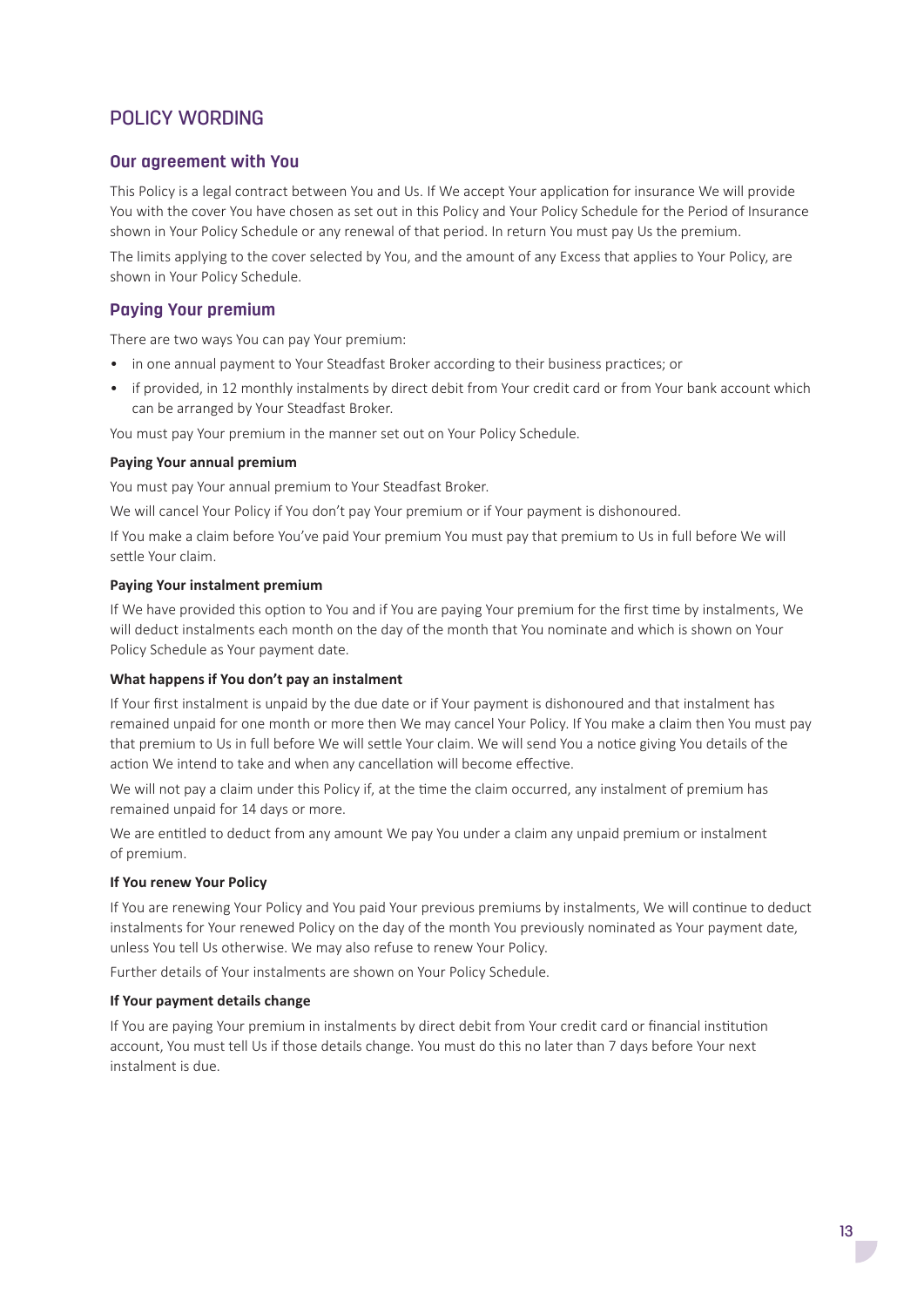# POLICY WORDING

## Our agreement with You

This Policy is a legal contract between You and Us. If We accept Your application for insurance We will provide You with the cover You have chosen as set out in this Policy and Your Policy Schedule for the Period of Insurance shown in Your Policy Schedule or any renewal of that period. In return You must pay Us the premium.

The limits applying to the cover selected by You, and the amount of any Excess that applies to Your Policy, are shown in Your Policy Schedule.

## Paying Your premium

There are two ways You can pay Your premium:

- in one annual payment to Your Steadfast Broker according to their business practices; or
- if provided, in 12 monthly instalments by direct debit from Your credit card or from Your bank account which can be arranged by Your Steadfast Broker.

You must pay Your premium in the manner set out on Your Policy Schedule.

### Paying Your annual premium

You must pay Your annual premium to Your Steadfast Broker.

We will cancel Your Policy if You don't pay Your premium or if Your payment is dishonoured.

If You make a claim before You've paid Your premium You must pay that premium to Us in full before We will settle Your claim.

### Paying Your instalment premium

If We have provided this option to You and if You are paying Your premium for the first time by instalments, We will deduct instalments each month on the day of the month that You nominate and which is shown on Your Policy Schedule as Your payment date.

### What happens if You don't pay an instalment

If Your first instalment is unpaid by the due date or if Your payment is dishonoured and that instalment has remained unpaid for one month or more then We may cancel Your Policy. If You make a claim then You must pay that premium to Us in full before We will settle Your claim. We will send You a notice giving You details of the action We intend to take and when any cancellation will become effective.

We will not pay a claim under this Policy if, at the time the claim occurred, any instalment of premium has remained unpaid for 14 days or more.

We are entitled to deduct from any amount We pay You under a claim any unpaid premium or instalment of premium.

### If You renew Your Policy

If You are renewing Your Policy and You paid Your previous premiums by instalments, We will continue to deduct instalments for Your renewed Policy on the day of the month You previously nominated as Your payment date, unless You tell Us otherwise. We may also refuse to renew Your Policy.

Further details of Your instalments are shown on Your Policy Schedule.

### If Your payment details change

If You are paying Your premium in instalments by direct debit from Your credit card or financial institution account, You must tell Us if those details change. You must do this no later than 7 days before Your next instalment is due.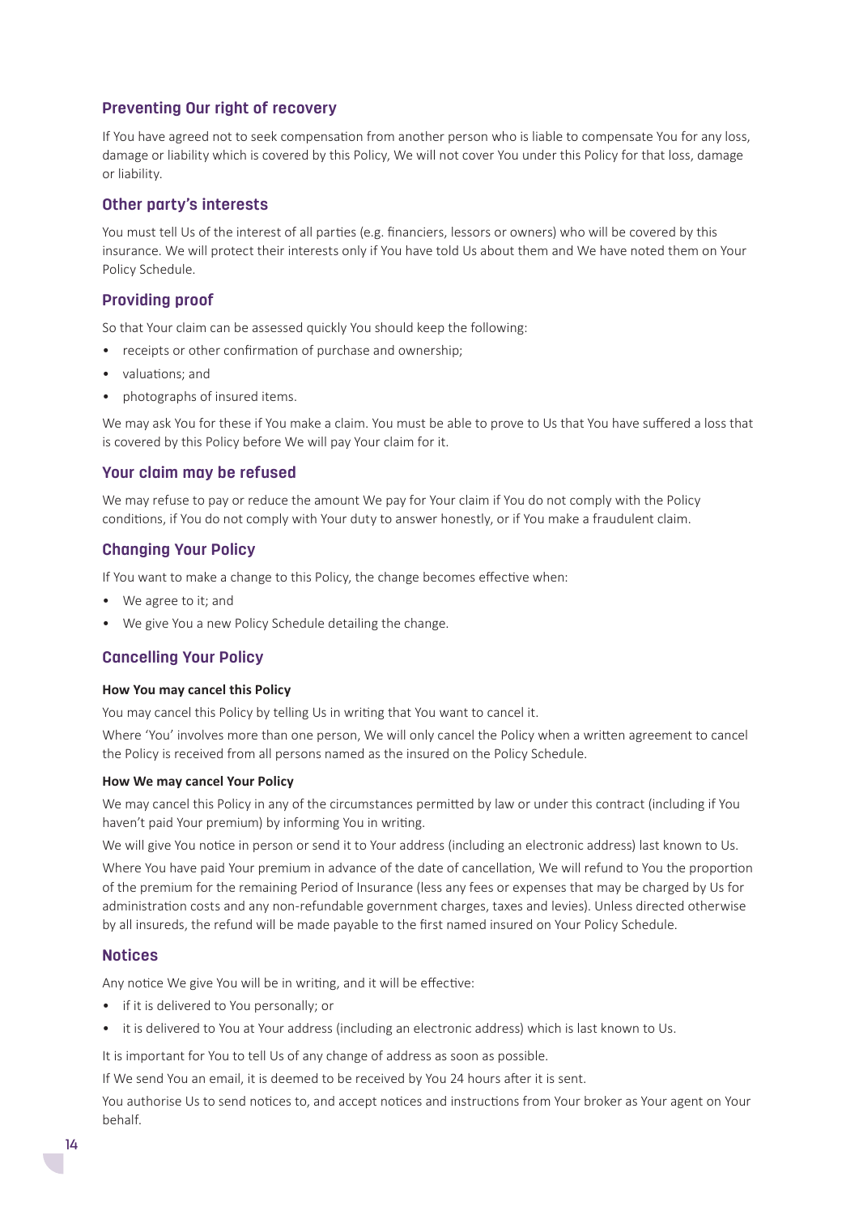## Preventing Our right of recovery

If You have agreed not to seek compensation from another person who is liable to compensate You for any loss, damage or liability which is covered by this Policy, We will not cover You under this Policy for that loss, damage or liability.

## Other party's interests

You must tell Us of the interest of all parties (e.g. financiers, lessors or owners) who will be covered by this insurance. We will protect their interests only if You have told Us about them and We have noted them on Your Policy Schedule.

## Providing proof

So that Your claim can be assessed quickly You should keep the following:

- receipts or other confirmation of purchase and ownership;
- valuations; and
- photographs of insured items.

We may ask You for these if You make a claim. You must be able to prove to Us that You have suffered a loss that is covered by this Policy before We will pay Your claim for it.

## Your claim may be refused

We may refuse to pay or reduce the amount We pay for Your claim if You do not comply with the Policy conditions, if You do not comply with Your duty to answer honestly, or if You make a fraudulent claim.

## Changing Your Policy

If You want to make a change to this Policy, the change becomes effective when:

- We agree to it; and
- We give You a new Policy Schedule detailing the change.

## Cancelling Your Policy

**How You may cancel this Policy**

You may cancel this Policy by telling Us in writing that You want to cancel it.

Where 'You' involves more than one person, We will only cancel the Policy when a written agreement to cancel the Policy is received from all persons named as the insured on the Policy Schedule.

**How We may cancel Your Policy**

We may cancel this Policy in any of the circumstances permitted by law or under this contract (including if You haven't paid Your premium) by informing You in writing.

We will give You notice in person or send it to Your address (including an electronic address) last known to Us.

Where You have paid Your premium in advance of the date of cancellation, We will refund to You the proportion of the premium for the remaining Period of Insurance (less any fees or expenses that may be charged by Us for administration costs and any non-refundable government charges, taxes and levies). Unless directed otherwise by all insureds, the refund will be made payable to the first named insured on Your Policy Schedule.

## Notices

Any notice We give You will be in writing, and it will be effective:

- if it is delivered to You personally; or
- it is delivered to You at Your address (including an electronic address) which is last known to Us.

It is important for You to tell Us of any change of address as soon as possible.

If We send You an email, it is deemed to be received by You 24 hours after it is sent.

You authorise Us to send notices to, and accept notices and instructions from Your broker as Your agent on Your behalf.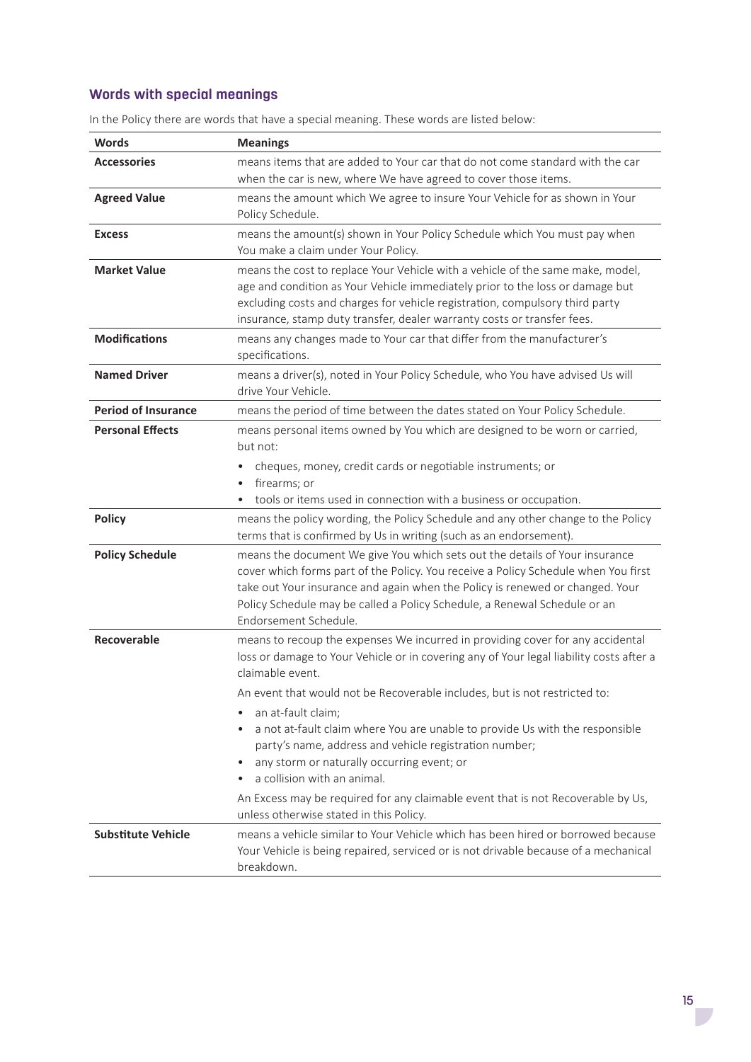## Words with special meanings

In the Policy there are words that have a special meaning. These words are listed below:

| Words | Meanings |
|---|---|
| **Accessories** | means items that are added to Your car that do not come standard with the car when the car is new, where We have agreed to cover those items. |
| **Agreed Value** | means the amount which We agree to insure Your Vehicle for as shown in Your Policy Schedule. |
| **Excess** | means the amount(s) shown in Your Policy Schedule which You must pay when You make a claim under Your Policy. |
| **Market Value** | means the cost to replace Your Vehicle with a vehicle of the same make, model, age and condition as Your Vehicle immediately prior to the loss or damage but excluding costs and charges for vehicle registration, compulsory third party insurance, stamp duty transfer, dealer warranty costs or transfer fees. |
| **Modifications** | means any changes made to Your car that differ from the manufacturer's specifications. |
| **Named Driver** | means a driver(s), noted in Your Policy Schedule, who You have advised Us will drive Your Vehicle. |
| **Period of Insurance** | means the period of time between the dates stated on Your Policy Schedule. |
| **Personal Effects** | means personal items owned by You which are designed to be worn or carried, but not:<br>• cheques, money, credit cards or negotiable instruments; or<br>• firearms; or<br>• tools or items used in connection with a business or occupation. |
| **Policy** | means the policy wording, the Policy Schedule and any other change to the Policy terms that is confirmed by Us in writing (such as an endorsement). |
| **Policy Schedule** | means the document We give You which sets out the details of Your insurance cover which forms part of the Policy. You receive a Policy Schedule when You first take out Your insurance and again when the Policy is renewed or changed. Your Policy Schedule may be called a Policy Schedule, a Renewal Schedule or an Endorsement Schedule. |
| **Recoverable** | means to recoup the expenses We incurred in providing cover for any accidental loss or damage to Your Vehicle or in covering any of Your legal liability costs after a claimable event.<br>An event that would not be Recoverable includes, but is not restricted to:<br>• an at-fault claim;<br>• a not at-fault claim where You are unable to provide Us with the responsible party's name, address and vehicle registration number;<br>• any storm or naturally occurring event; or<br>• a collision with an animal.<br>An Excess may be required for any claimable event that is not Recoverable by Us, unless otherwise stated in this Policy. |
| **Substitute Vehicle** | means a vehicle similar to Your Vehicle which has been hired or borrowed because Your Vehicle is being repaired, serviced or is not drivable because of a mechanical breakdown. |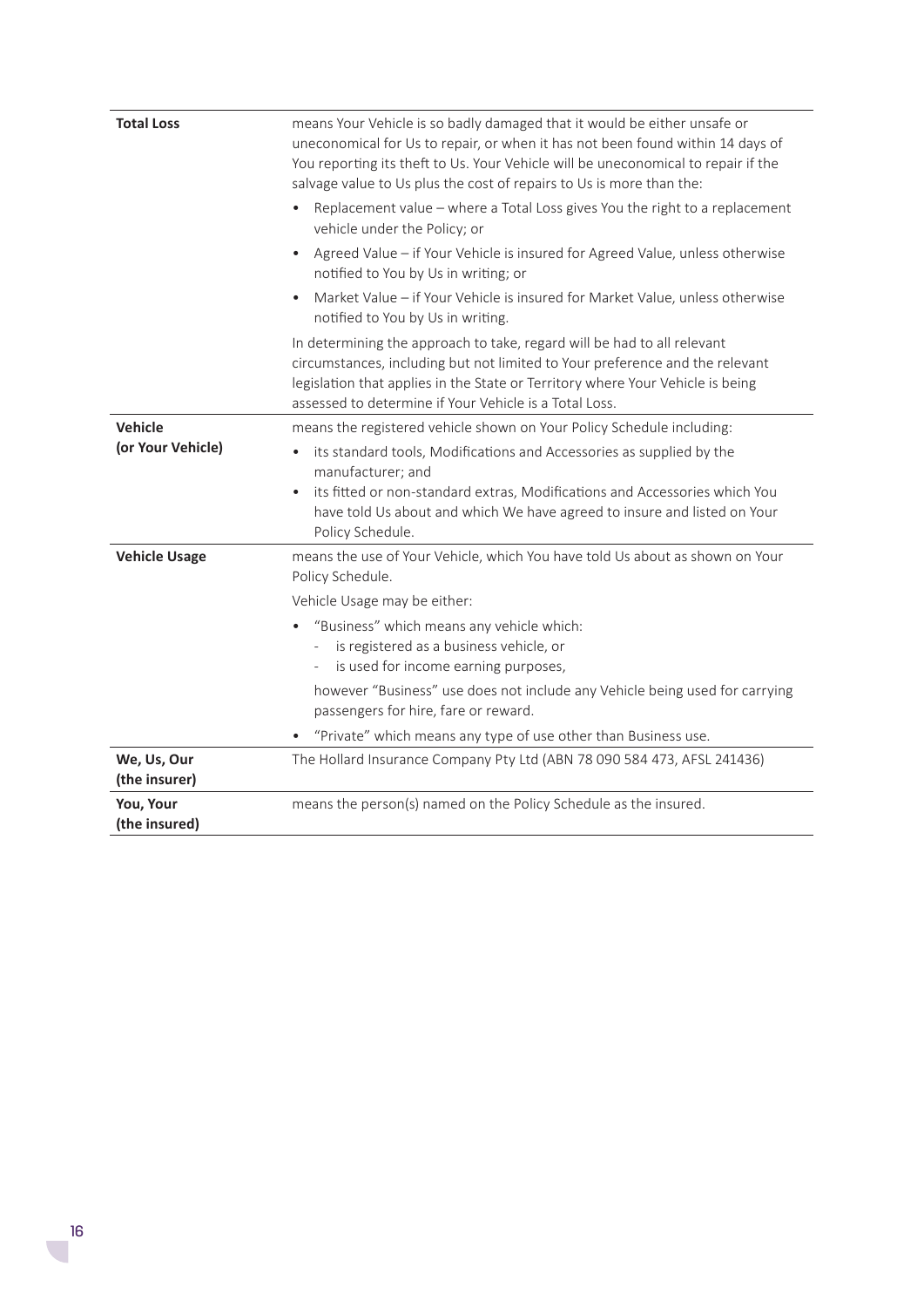| | |
|---|---|
| **Total Loss** | means Your Vehicle is so badly damaged that it would be either unsafe or uneconomical for Us to repair, or when it has not been found within 14 days of You reporting its theft to Us. Your Vehicle will be uneconomical to repair if the salvage value to Us plus the cost of repairs to Us is more than the:<br>• Replacement value – where a Total Loss gives You the right to a replacement vehicle under the Policy; or<br>• Agreed Value – if Your Vehicle is insured for Agreed Value, unless otherwise notified to You by Us in writing; or<br>• Market Value – if Your Vehicle is insured for Market Value, unless otherwise notified to You by Us in writing.<br>In determining the approach to take, regard will be had to all relevant circumstances, including but not limited to Your preference and the relevant legislation that applies in the State or Territory where Your Vehicle is being assessed to determine if Your Vehicle is a Total Loss. |
| **Vehicle (or Your Vehicle)** | means the registered vehicle shown on Your Policy Schedule including:<br>• its standard tools, Modifications and Accessories as supplied by the manufacturer; and<br>• its fitted or non-standard extras, Modifications and Accessories which You have told Us about and which We have agreed to insure and listed on Your Policy Schedule. |
| **Vehicle Usage** | means the use of Your Vehicle, which You have told Us about as shown on Your Policy Schedule.<br>Vehicle Usage may be either:<br>• "Business" which means any vehicle which:<br>  - is registered as a business vehicle, or<br>  - is used for income earning purposes,<br>however "Business" use does not include any Vehicle being used for carrying passengers for hire, fare or reward.<br>• "Private" which means any type of use other than Business use. |
| **We, Us, Our (the insurer)** | The Hollard Insurance Company Pty Ltd (ABN 78 090 584 473, AFSL 241436) |
| **You, Your (the insured)** | means the person(s) named on the Policy Schedule as the insured. |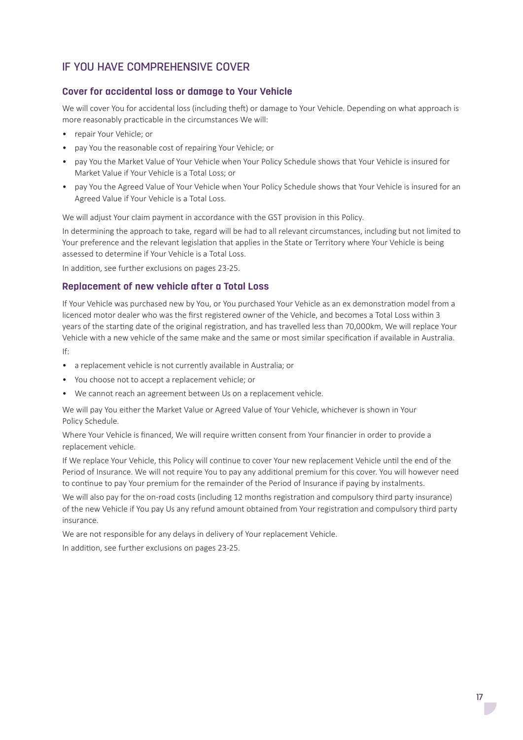# IF YOU HAVE COMPREHENSIVE COVER

## Cover for accidental loss or damage to Your Vehicle

We will cover You for accidental loss (including theft) or damage to Your Vehicle. Depending on what approach is more reasonably practicable in the circumstances We will:

- repair Your Vehicle; or
- pay You the reasonable cost of repairing Your Vehicle; or
- pay You the Market Value of Your Vehicle when Your Policy Schedule shows that Your Vehicle is insured for Market Value if Your Vehicle is a Total Loss; or
- pay You the Agreed Value of Your Vehicle when Your Policy Schedule shows that Your Vehicle is insured for an Agreed Value if Your Vehicle is a Total Loss.

We will adjust Your claim payment in accordance with the GST provision in this Policy.

In determining the approach to take, regard will be had to all relevant circumstances, including but not limited to Your preference and the relevant legislation that applies in the State or Territory where Your Vehicle is being assessed to determine if Your Vehicle is a Total Loss.

In addition, see further exclusions on pages 23-25.

## Replacement of new vehicle after a Total Loss

If Your Vehicle was purchased new by You, or You purchased Your Vehicle as an ex demonstration model from a licenced motor dealer who was the first registered owner of the Vehicle, and becomes a Total Loss within 3 years of the starting date of the original registration, and has travelled less than 70,000km, We will replace Your Vehicle with a new vehicle of the same make and the same or most similar specification if available in Australia.

If:

- a replacement vehicle is not currently available in Australia; or
- You choose not to accept a replacement vehicle; or
- We cannot reach an agreement between Us on a replacement vehicle.

We will pay You either the Market Value or Agreed Value of Your Vehicle, whichever is shown in Your Policy Schedule.

Where Your Vehicle is financed, We will require written consent from Your financier in order to provide a replacement vehicle.

If We replace Your Vehicle, this Policy will continue to cover Your new replacement Vehicle until the end of the Period of Insurance. We will not require You to pay any additional premium for this cover. You will however need to continue to pay Your premium for the remainder of the Period of Insurance if paying by instalments.

We will also pay for the on-road costs (including 12 months registration and compulsory third party insurance) of the new Vehicle if You pay Us any refund amount obtained from Your registration and compulsory third party insurance.

We are not responsible for any delays in delivery of Your replacement Vehicle.

In addition, see further exclusions on pages 23-25.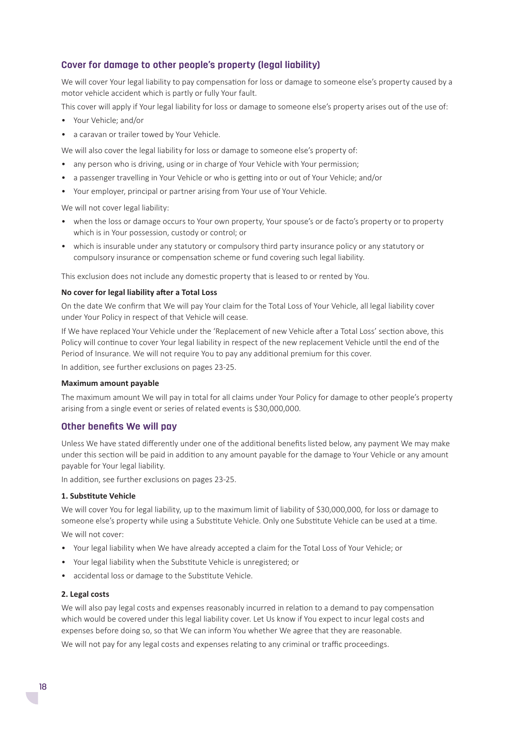## Cover for damage to other people's property (legal liability)

We will cover Your legal liability to pay compensation for loss or damage to someone else's property caused by a motor vehicle accident which is partly or fully Your fault.

This cover will apply if Your legal liability for loss or damage to someone else's property arises out of the use of:

- Your Vehicle; and/or
- a caravan or trailer towed by Your Vehicle.

We will also cover the legal liability for loss or damage to someone else's property of:

- any person who is driving, using or in charge of Your Vehicle with Your permission;
- a passenger travelling in Your Vehicle or who is getting into or out of Your Vehicle; and/or
- Your employer, principal or partner arising from Your use of Your Vehicle.

We will not cover legal liability:

- when the loss or damage occurs to Your own property, Your spouse's or de facto's property or to property which is in Your possession, custody or control; or
- which is insurable under any statutory or compulsory third party insurance policy or any statutory or compulsory insurance or compensation scheme or fund covering such legal liability.

This exclusion does not include any domestic property that is leased to or rented by You.

**No cover for legal liability after a Total Loss**

On the date We confirm that We will pay Your claim for the Total Loss of Your Vehicle, all legal liability cover under Your Policy in respect of that Vehicle will cease.

If We have replaced Your Vehicle under the 'Replacement of new Vehicle after a Total Loss' section above, this Policy will continue to cover Your legal liability in respect of the new replacement Vehicle until the end of the Period of Insurance. We will not require You to pay any additional premium for this cover.

In addition, see further exclusions on pages 23-25.

**Maximum amount payable**

The maximum amount We will pay in total for all claims under Your Policy for damage to other people's property arising from a single event or series of related events is $30,000,000.

## Other benefits We will pay

Unless We have stated differently under one of the additional benefits listed below, any payment We may make under this section will be paid in addition to any amount payable for the damage to Your Vehicle or any amount payable for Your legal liability.

In addition, see further exclusions on pages 23-25.

**1. Substitute Vehicle**

We will cover You for legal liability, up to the maximum limit of liability of $30,000,000, for loss or damage to someone else's property while using a Substitute Vehicle. Only one Substitute Vehicle can be used at a time.

We will not cover:

- Your legal liability when We have already accepted a claim for the Total Loss of Your Vehicle; or
- Your legal liability when the Substitute Vehicle is unregistered; or
- accidental loss or damage to the Substitute Vehicle.

**2. Legal costs**

We will also pay legal costs and expenses reasonably incurred in relation to a demand to pay compensation which would be covered under this legal liability cover. Let Us know if You expect to incur legal costs and expenses before doing so, so that We can inform You whether We agree that they are reasonable.

We will not pay for any legal costs and expenses relating to any criminal or traffic proceedings.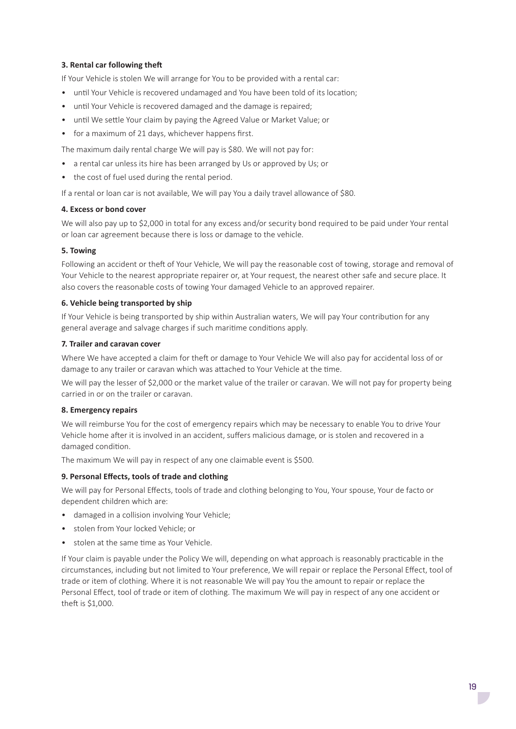### 3. Rental car following theft

If Your Vehicle is stolen We will arrange for You to be provided with a rental car:

- until Your Vehicle is recovered undamaged and You have been told of its location;
- until Your Vehicle is recovered damaged and the damage is repaired;
- until We settle Your claim by paying the Agreed Value or Market Value; or
- for a maximum of 21 days, whichever happens first.

The maximum daily rental charge We will pay is $80. We will not pay for:

- a rental car unless its hire has been arranged by Us or approved by Us; or
- the cost of fuel used during the rental period.

If a rental or loan car is not available, We will pay You a daily travel allowance of $80.

### 4. Excess or bond cover

We will also pay up to $2,000 in total for any excess and/or security bond required to be paid under Your rental or loan car agreement because there is loss or damage to the vehicle.

### 5. Towing

Following an accident or theft of Your Vehicle, We will pay the reasonable cost of towing, storage and removal of Your Vehicle to the nearest appropriate repairer or, at Your request, the nearest other safe and secure place. It also covers the reasonable costs of towing Your damaged Vehicle to an approved repairer.

### 6. Vehicle being transported by ship

If Your Vehicle is being transported by ship within Australian waters, We will pay Your contribution for any general average and salvage charges if such maritime conditions apply.

### 7. Trailer and caravan cover

Where We have accepted a claim for theft or damage to Your Vehicle We will also pay for accidental loss of or damage to any trailer or caravan which was attached to Your Vehicle at the time.

We will pay the lesser of $2,000 or the market value of the trailer or caravan. We will not pay for property being carried in or on the trailer or caravan.

### 8. Emergency repairs

We will reimburse You for the cost of emergency repairs which may be necessary to enable You to drive Your Vehicle home after it is involved in an accident, suffers malicious damage, or is stolen and recovered in a damaged condition.

The maximum We will pay in respect of any one claimable event is $500.

### 9. Personal Effects, tools of trade and clothing

We will pay for Personal Effects, tools of trade and clothing belonging to You, Your spouse, Your de facto or dependent children which are:

- damaged in a collision involving Your Vehicle;
- stolen from Your locked Vehicle; or
- stolen at the same time as Your Vehicle.

If Your claim is payable under the Policy We will, depending on what approach is reasonably practicable in the circumstances, including but not limited to Your preference, We will repair or replace the Personal Effect, tool of trade or item of clothing. Where it is not reasonable We will pay You the amount to repair or replace the Personal Effect, tool of trade or item of clothing. The maximum We will pay in respect of any one accident or theft is $1,000.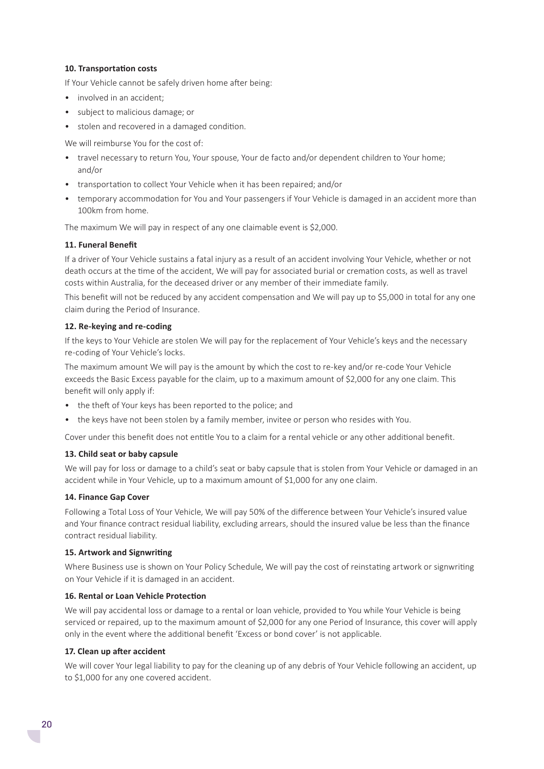**10. Transportation costs**

If Your Vehicle cannot be safely driven home after being:

- involved in an accident;
- subject to malicious damage; or
- stolen and recovered in a damaged condition.

We will reimburse You for the cost of:

- travel necessary to return You, Your spouse, Your de facto and/or dependent children to Your home; and/or
- transportation to collect Your Vehicle when it has been repaired; and/or
- temporary accommodation for You and Your passengers if Your Vehicle is damaged in an accident more than 100km from home.

The maximum We will pay in respect of any one claimable event is $2,000.

**11. Funeral Benefit**

If a driver of Your Vehicle sustains a fatal injury as a result of an accident involving Your Vehicle, whether or not death occurs at the time of the accident, We will pay for associated burial or cremation costs, as well as travel costs within Australia, for the deceased driver or any member of their immediate family.

This benefit will not be reduced by any accident compensation and We will pay up to $5,000 in total for any one claim during the Period of Insurance.

**12. Re-keying and re-coding**

If the keys to Your Vehicle are stolen We will pay for the replacement of Your Vehicle's keys and the necessary re-coding of Your Vehicle's locks.

The maximum amount We will pay is the amount by which the cost to re-key and/or re-code Your Vehicle exceeds the Basic Excess payable for the claim, up to a maximum amount of $2,000 for any one claim. This benefit will only apply if:

- the theft of Your keys has been reported to the police; and
- the keys have not been stolen by a family member, invitee or person who resides with You.

Cover under this benefit does not entitle You to a claim for a rental vehicle or any other additional benefit.

**13. Child seat or baby capsule**

We will pay for loss or damage to a child's seat or baby capsule that is stolen from Your Vehicle or damaged in an accident while in Your Vehicle, up to a maximum amount of $1,000 for any one claim.

**14. Finance Gap Cover**

Following a Total Loss of Your Vehicle, We will pay 50% of the difference between Your Vehicle's insured value and Your finance contract residual liability, excluding arrears, should the insured value be less than the finance contract residual liability.

**15. Artwork and Signwriting**

Where Business use is shown on Your Policy Schedule, We will pay the cost of reinstating artwork or signwriting on Your Vehicle if it is damaged in an accident.

**16. Rental or Loan Vehicle Protection**

We will pay accidental loss or damage to a rental or loan vehicle, provided to You while Your Vehicle is being serviced or repaired, up to the maximum amount of $2,000 for any one Period of Insurance, this cover will apply only in the event where the additional benefit 'Excess or bond cover' is not applicable.

**17. Clean up after accident**

We will cover Your legal liability to pay for the cleaning up of any debris of Your Vehicle following an accident, up to $1,000 for any one covered accident.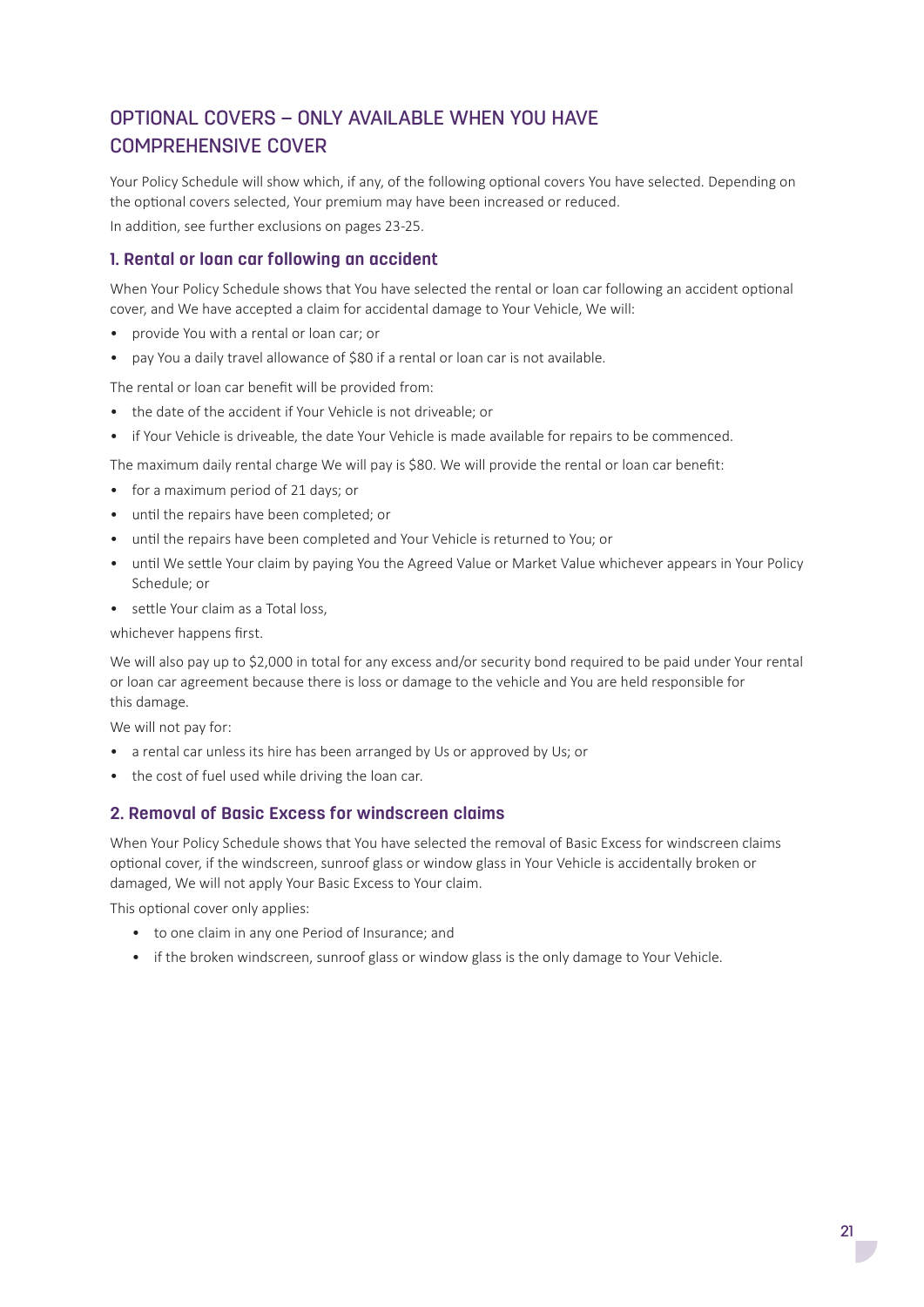# OPTIONAL COVERS – ONLY AVAILABLE WHEN YOU HAVE COMPREHENSIVE COVER

Your Policy Schedule will show which, if any, of the following optional covers You have selected. Depending on the optional covers selected, Your premium may have been increased or reduced.

In addition, see further exclusions on pages 23-25.

## 1. Rental or loan car following an accident

When Your Policy Schedule shows that You have selected the rental or loan car following an accident optional cover, and We have accepted a claim for accidental damage to Your Vehicle, We will:

- provide You with a rental or loan car; or
- pay You a daily travel allowance of $80 if a rental or loan car is not available.

The rental or loan car benefit will be provided from:

- the date of the accident if Your Vehicle is not driveable; or
- if Your Vehicle is driveable, the date Your Vehicle is made available for repairs to be commenced.

The maximum daily rental charge We will pay is $80. We will provide the rental or loan car benefit:

- for a maximum period of 21 days; or
- until the repairs have been completed; or
- until the repairs have been completed and Your Vehicle is returned to You; or
- until We settle Your claim by paying You the Agreed Value or Market Value whichever appears in Your Policy Schedule; or
- settle Your claim as a Total loss,

whichever happens first.

We will also pay up to $2,000 in total for any excess and/or security bond required to be paid under Your rental or loan car agreement because there is loss or damage to the vehicle and You are held responsible for this damage.

We will not pay for:

- a rental car unless its hire has been arranged by Us or approved by Us; or
- the cost of fuel used while driving the loan car.

## 2. Removal of Basic Excess for windscreen claims

When Your Policy Schedule shows that You have selected the removal of Basic Excess for windscreen claims optional cover, if the windscreen, sunroof glass or window glass in Your Vehicle is accidentally broken or damaged, We will not apply Your Basic Excess to Your claim.

This optional cover only applies:

- to one claim in any one Period of Insurance; and
- if the broken windscreen, sunroof glass or window glass is the only damage to Your Vehicle.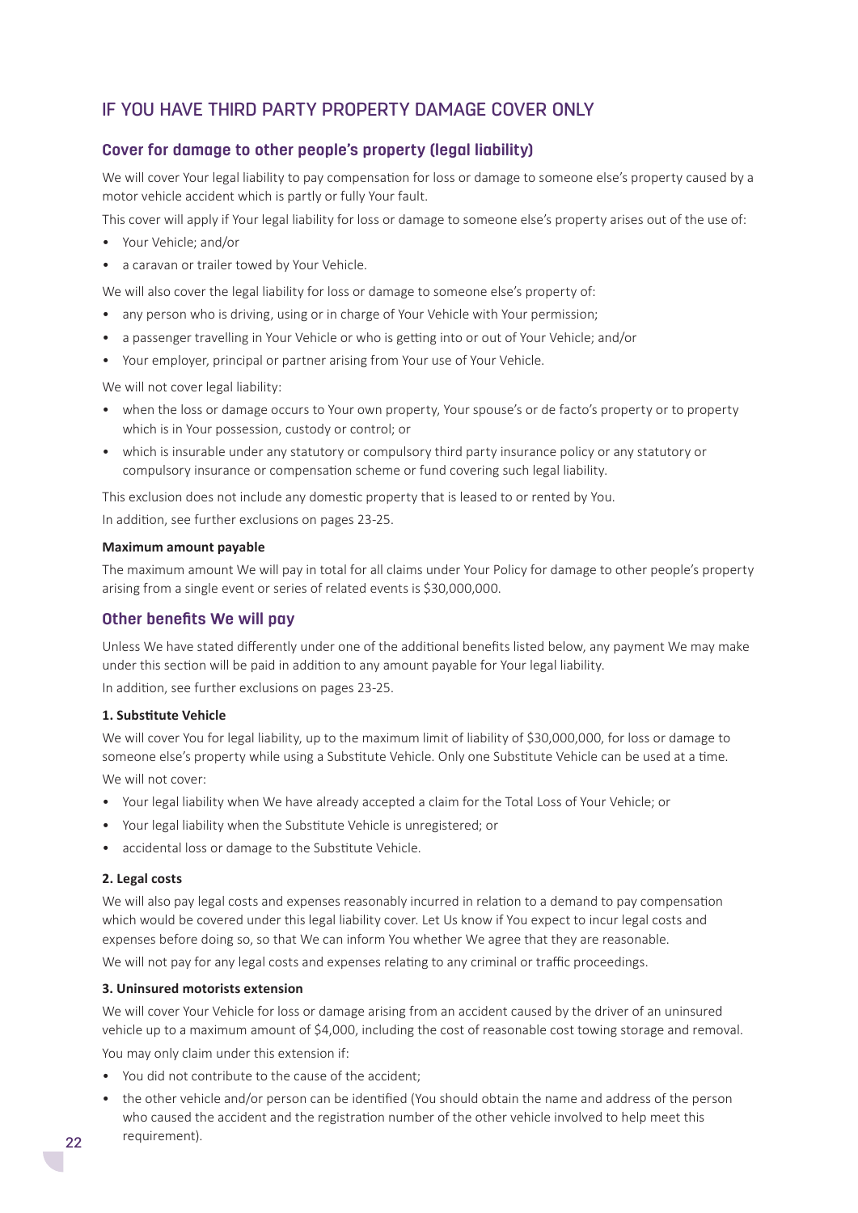## IF YOU HAVE THIRD PARTY PROPERTY DAMAGE COVER ONLY

### Cover for damage to other people's property (legal liability)

We will cover Your legal liability to pay compensation for loss or damage to someone else's property caused by a motor vehicle accident which is partly or fully Your fault.

This cover will apply if Your legal liability for loss or damage to someone else's property arises out of the use of:

- Your Vehicle; and/or
- a caravan or trailer towed by Your Vehicle.

We will also cover the legal liability for loss or damage to someone else's property of:

- any person who is driving, using or in charge of Your Vehicle with Your permission;
- a passenger travelling in Your Vehicle or who is getting into or out of Your Vehicle; and/or
- Your employer, principal or partner arising from Your use of Your Vehicle.

We will not cover legal liability:

- when the loss or damage occurs to Your own property, Your spouse's or de facto's property or to property which is in Your possession, custody or control; or
- which is insurable under any statutory or compulsory third party insurance policy or any statutory or compulsory insurance or compensation scheme or fund covering such legal liability.

This exclusion does not include any domestic property that is leased to or rented by You.

In addition, see further exclusions on pages 23-25.

#### Maximum amount payable

The maximum amount We will pay in total for all claims under Your Policy for damage to other people's property arising from a single event or series of related events is $30,000,000.

### Other benefits We will pay

Unless We have stated differently under one of the additional benefits listed below, any payment We may make under this section will be paid in addition to any amount payable for Your legal liability.

In addition, see further exclusions on pages 23-25.

#### 1. Substitute Vehicle

We will cover You for legal liability, up to the maximum limit of liability of $30,000,000, for loss or damage to someone else's property while using a Substitute Vehicle. Only one Substitute Vehicle can be used at a time.

We will not cover:

- Your legal liability when We have already accepted a claim for the Total Loss of Your Vehicle; or
- Your legal liability when the Substitute Vehicle is unregistered; or
- accidental loss or damage to the Substitute Vehicle.

#### 2. Legal costs

We will also pay legal costs and expenses reasonably incurred in relation to a demand to pay compensation which would be covered under this legal liability cover. Let Us know if You expect to incur legal costs and expenses before doing so, so that We can inform You whether We agree that they are reasonable.

We will not pay for any legal costs and expenses relating to any criminal or traffic proceedings.

#### 3. Uninsured motorists extension

We will cover Your Vehicle for loss or damage arising from an accident caused by the driver of an uninsured vehicle up to a maximum amount of $4,000, including the cost of reasonable cost towing storage and removal.

You may only claim under this extension if:

- You did not contribute to the cause of the accident;
- the other vehicle and/or person can be identified (You should obtain the name and address of the person who caused the accident and the registration number of the other vehicle involved to help meet this requirement).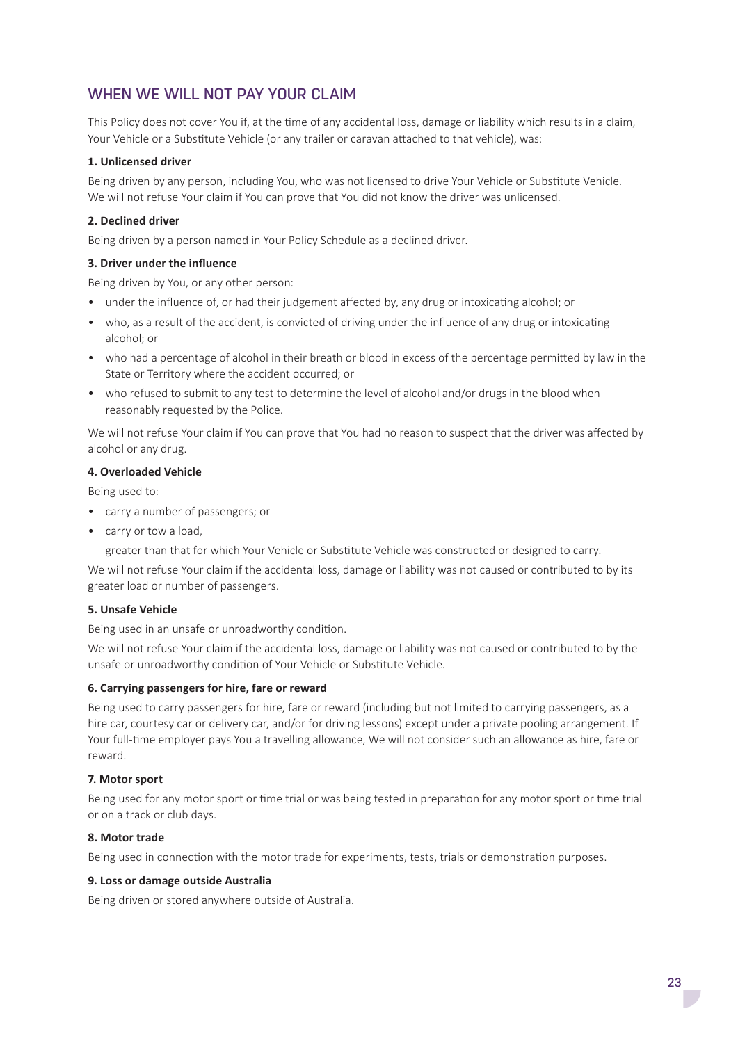## WHEN WE WILL NOT PAY YOUR CLAIM

This Policy does not cover You if, at the time of any accidental loss, damage or liability which results in a claim, Your Vehicle or a Substitute Vehicle (or any trailer or caravan attached to that vehicle), was:

**1. Unlicensed driver**

Being driven by any person, including You, who was not licensed to drive Your Vehicle or Substitute Vehicle. We will not refuse Your claim if You can prove that You did not know the driver was unlicensed.

**2. Declined driver**

Being driven by a person named in Your Policy Schedule as a declined driver.

**3. Driver under the influence**

Being driven by You, or any other person:

- under the influence of, or had their judgement affected by, any drug or intoxicating alcohol; or
- who, as a result of the accident, is convicted of driving under the influence of any drug or intoxicating alcohol; or
- who had a percentage of alcohol in their breath or blood in excess of the percentage permitted by law in the State or Territory where the accident occurred; or
- who refused to submit to any test to determine the level of alcohol and/or drugs in the blood when reasonably requested by the Police.

We will not refuse Your claim if You can prove that You had no reason to suspect that the driver was affected by alcohol or any drug.

**4. Overloaded Vehicle**

Being used to:

- carry a number of passengers; or
- carry or tow a load,

  greater than that for which Your Vehicle or Substitute Vehicle was constructed or designed to carry.

We will not refuse Your claim if the accidental loss, damage or liability was not caused or contributed to by its greater load or number of passengers.

**5. Unsafe Vehicle**

Being used in an unsafe or unroadworthy condition.

We will not refuse Your claim if the accidental loss, damage or liability was not caused or contributed to by the unsafe or unroadworthy condition of Your Vehicle or Substitute Vehicle.

**6. Carrying passengers for hire, fare or reward**

Being used to carry passengers for hire, fare or reward (including but not limited to carrying passengers, as a hire car, courtesy car or delivery car, and/or for driving lessons) except under a private pooling arrangement. If Your full-time employer pays You a travelling allowance, We will not consider such an allowance as hire, fare or reward.

**7. Motor sport**

Being used for any motor sport or time trial or was being tested in preparation for any motor sport or time trial or on a track or club days.

**8. Motor trade**

Being used in connection with the motor trade for experiments, tests, trials or demonstration purposes.

**9. Loss or damage outside Australia**

Being driven or stored anywhere outside of Australia.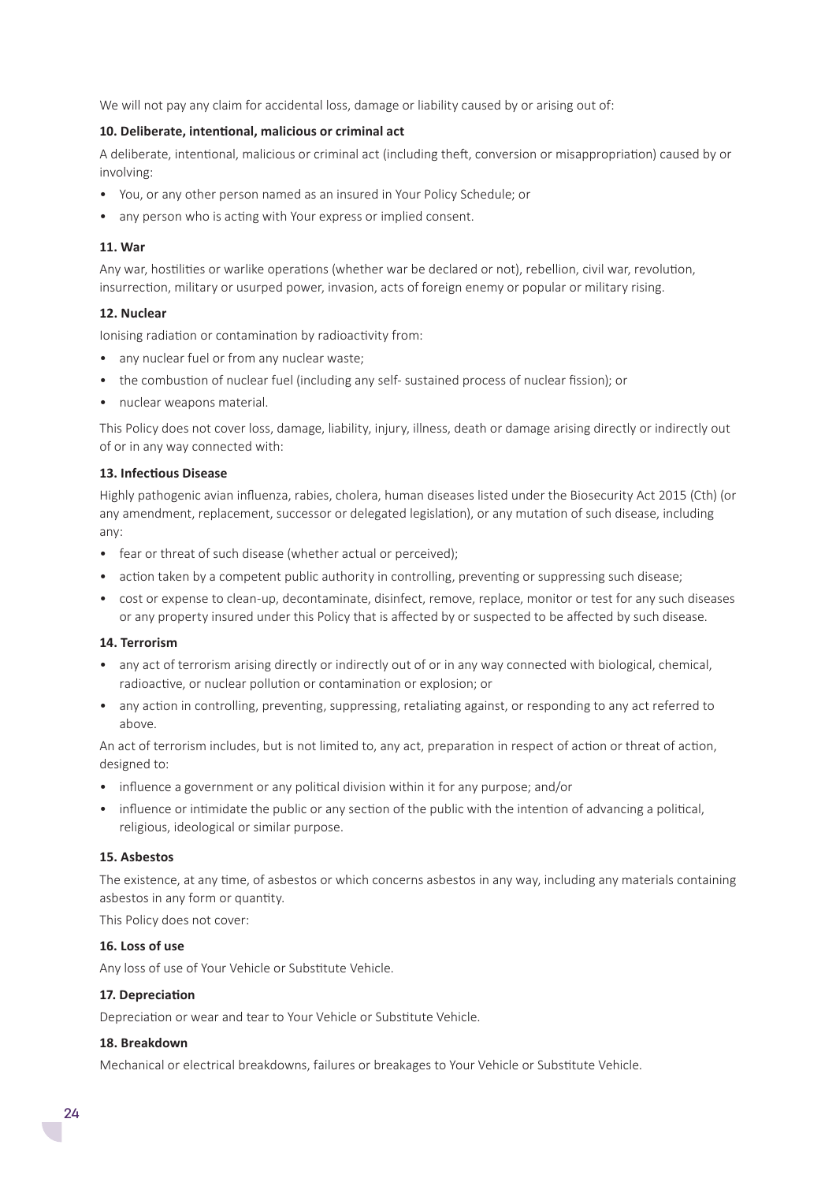We will not pay any claim for accidental loss, damage or liability caused by or arising out of:

**10. Deliberate, intentional, malicious or criminal act**

A deliberate, intentional, malicious or criminal act (including theft, conversion or misappropriation) caused by or involving:

- You, or any other person named as an insured in Your Policy Schedule; or
- any person who is acting with Your express or implied consent.

**11. War**

Any war, hostilities or warlike operations (whether war be declared or not), rebellion, civil war, revolution, insurrection, military or usurped power, invasion, acts of foreign enemy or popular or military rising.

**12. Nuclear**

Ionising radiation or contamination by radioactivity from:

- any nuclear fuel or from any nuclear waste;
- the combustion of nuclear fuel (including any self- sustained process of nuclear fission); or
- nuclear weapons material.

This Policy does not cover loss, damage, liability, injury, illness, death or damage arising directly or indirectly out of or in any way connected with:

**13. Infectious Disease**

Highly pathogenic avian influenza, rabies, cholera, human diseases listed under the Biosecurity Act 2015 (Cth) (or any amendment, replacement, successor or delegated legislation), or any mutation of such disease, including any:

- fear or threat of such disease (whether actual or perceived);
- action taken by a competent public authority in controlling, preventing or suppressing such disease;
- cost or expense to clean-up, decontaminate, disinfect, remove, replace, monitor or test for any such diseases or any property insured under this Policy that is affected by or suspected to be affected by such disease.

**14. Terrorism**

- any act of terrorism arising directly or indirectly out of or in any way connected with biological, chemical, radioactive, or nuclear pollution or contamination or explosion; or
- any action in controlling, preventing, suppressing, retaliating against, or responding to any act referred to above.

An act of terrorism includes, but is not limited to, any act, preparation in respect of action or threat of action, designed to:

- influence a government or any political division within it for any purpose; and/or
- influence or intimidate the public or any section of the public with the intention of advancing a political, religious, ideological or similar purpose.

**15. Asbestos**

The existence, at any time, of asbestos or which concerns asbestos in any way, including any materials containing asbestos in any form or quantity.

This Policy does not cover:

**16. Loss of use**

Any loss of use of Your Vehicle or Substitute Vehicle.

**17. Depreciation**

Depreciation or wear and tear to Your Vehicle or Substitute Vehicle.

**18. Breakdown**

Mechanical or electrical breakdowns, failures or breakages to Your Vehicle or Substitute Vehicle.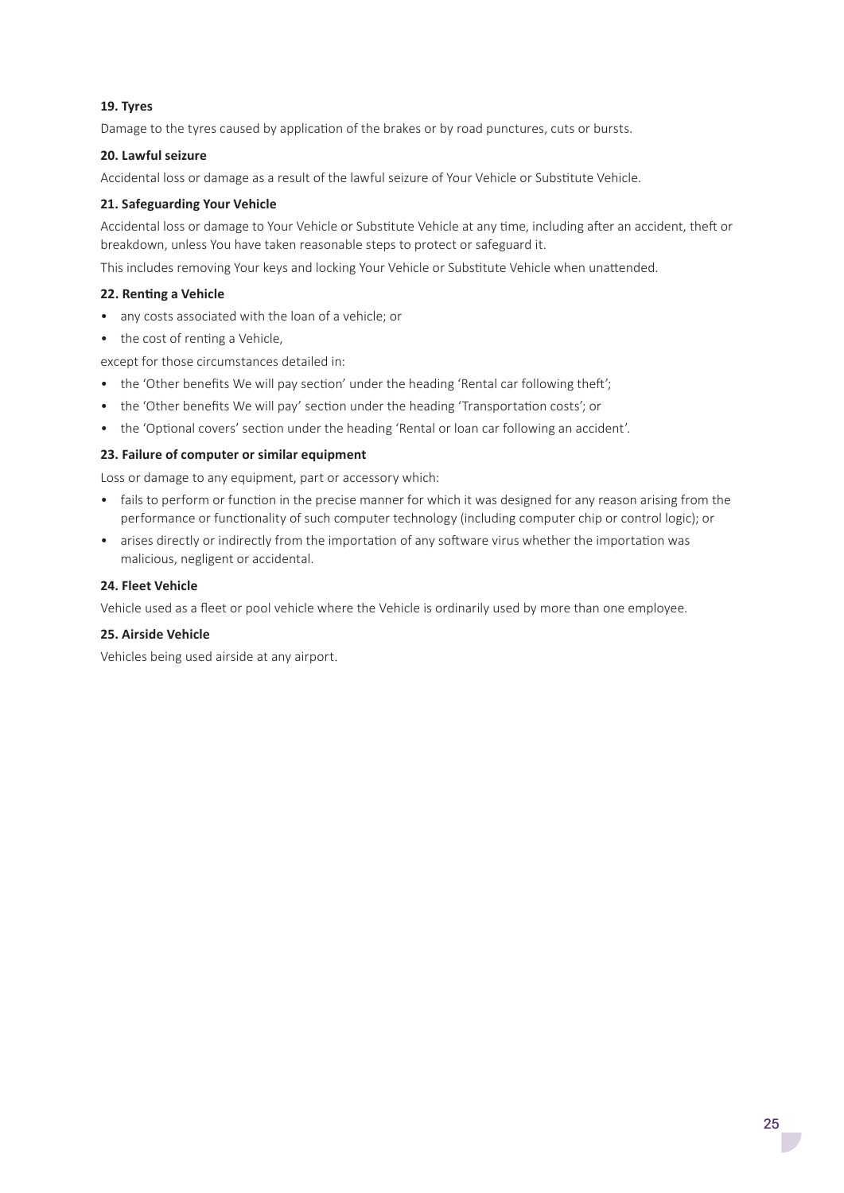**19. Tyres**

Damage to the tyres caused by application of the brakes or by road punctures, cuts or bursts.

**20. Lawful seizure**

Accidental loss or damage as a result of the lawful seizure of Your Vehicle or Substitute Vehicle.

**21. Safeguarding Your Vehicle**

Accidental loss or damage to Your Vehicle or Substitute Vehicle at any time, including after an accident, theft or breakdown, unless You have taken reasonable steps to protect or safeguard it.

This includes removing Your keys and locking Your Vehicle or Substitute Vehicle when unattended.

**22. Renting a Vehicle**

- any costs associated with the loan of a vehicle; or
- the cost of renting a Vehicle,

except for those circumstances detailed in:

- the 'Other benefits We will pay section' under the heading 'Rental car following theft';
- the 'Other benefits We will pay' section under the heading 'Transportation costs'; or
- the 'Optional covers' section under the heading 'Rental or loan car following an accident'.

**23. Failure of computer or similar equipment**

Loss or damage to any equipment, part or accessory which:

- fails to perform or function in the precise manner for which it was designed for any reason arising from the performance or functionality of such computer technology (including computer chip or control logic); or
- arises directly or indirectly from the importation of any software virus whether the importation was malicious, negligent or accidental.

**24. Fleet Vehicle**

Vehicle used as a fleet or pool vehicle where the Vehicle is ordinarily used by more than one employee.

**25. Airside Vehicle**

Vehicles being used airside at any airport.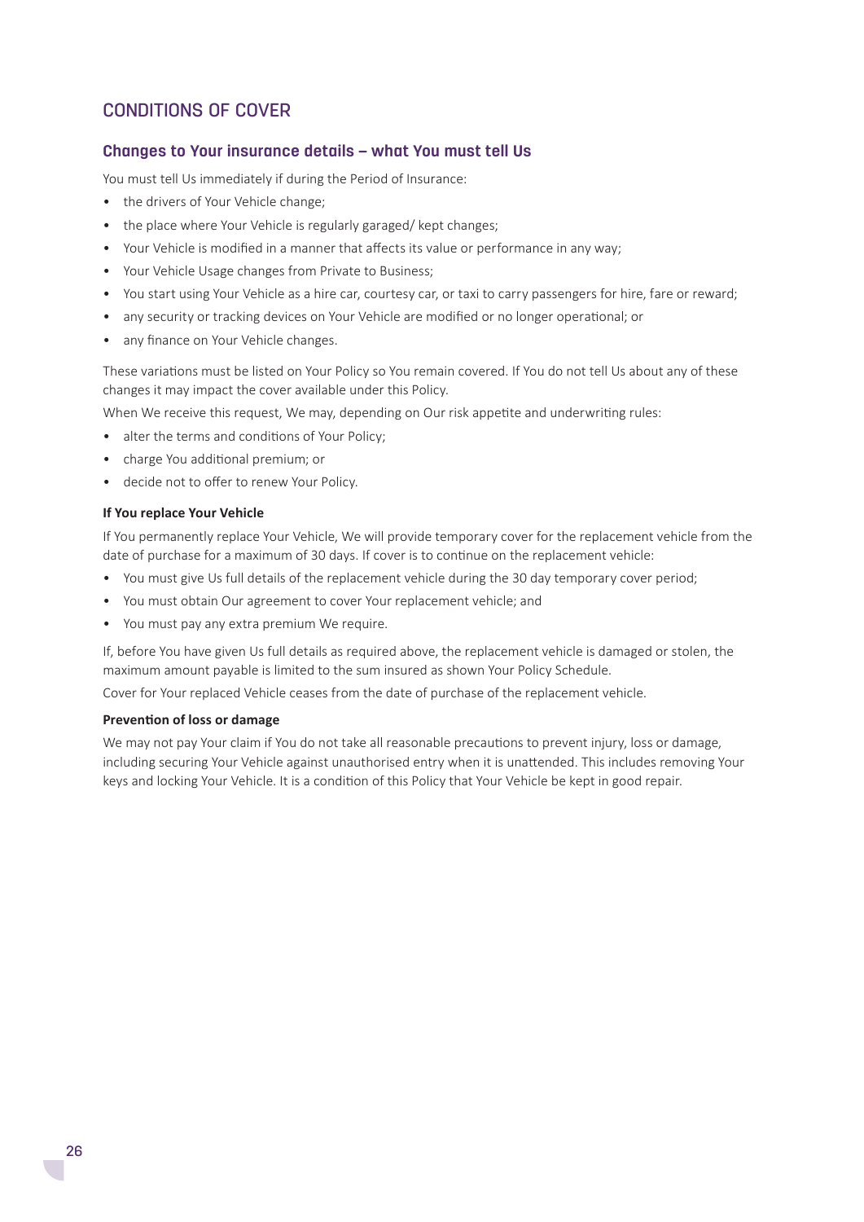## CONDITIONS OF COVER

### Changes to Your insurance details – what You must tell Us

You must tell Us immediately if during the Period of Insurance:

- the drivers of Your Vehicle change;
- the place where Your Vehicle is regularly garaged/ kept changes;
- Your Vehicle is modified in a manner that affects its value or performance in any way;
- Your Vehicle Usage changes from Private to Business;
- You start using Your Vehicle as a hire car, courtesy car, or taxi to carry passengers for hire, fare or reward;
- any security or tracking devices on Your Vehicle are modified or no longer operational; or
- any finance on Your Vehicle changes.

These variations must be listed on Your Policy so You remain covered. If You do not tell Us about any of these changes it may impact the cover available under this Policy.

When We receive this request, We may, depending on Our risk appetite and underwriting rules:

- alter the terms and conditions of Your Policy;
- charge You additional premium; or
- decide not to offer to renew Your Policy.

#### If You replace Your Vehicle

If You permanently replace Your Vehicle, We will provide temporary cover for the replacement vehicle from the date of purchase for a maximum of 30 days. If cover is to continue on the replacement vehicle:

- You must give Us full details of the replacement vehicle during the 30 day temporary cover period;
- You must obtain Our agreement to cover Your replacement vehicle; and
- You must pay any extra premium We require.

If, before You have given Us full details as required above, the replacement vehicle is damaged or stolen, the maximum amount payable is limited to the sum insured as shown Your Policy Schedule.

Cover for Your replaced Vehicle ceases from the date of purchase of the replacement vehicle.

#### Prevention of loss or damage

We may not pay Your claim if You do not take all reasonable precautions to prevent injury, loss or damage, including securing Your Vehicle against unauthorised entry when it is unattended. This includes removing Your keys and locking Your Vehicle. It is a condition of this Policy that Your Vehicle be kept in good repair.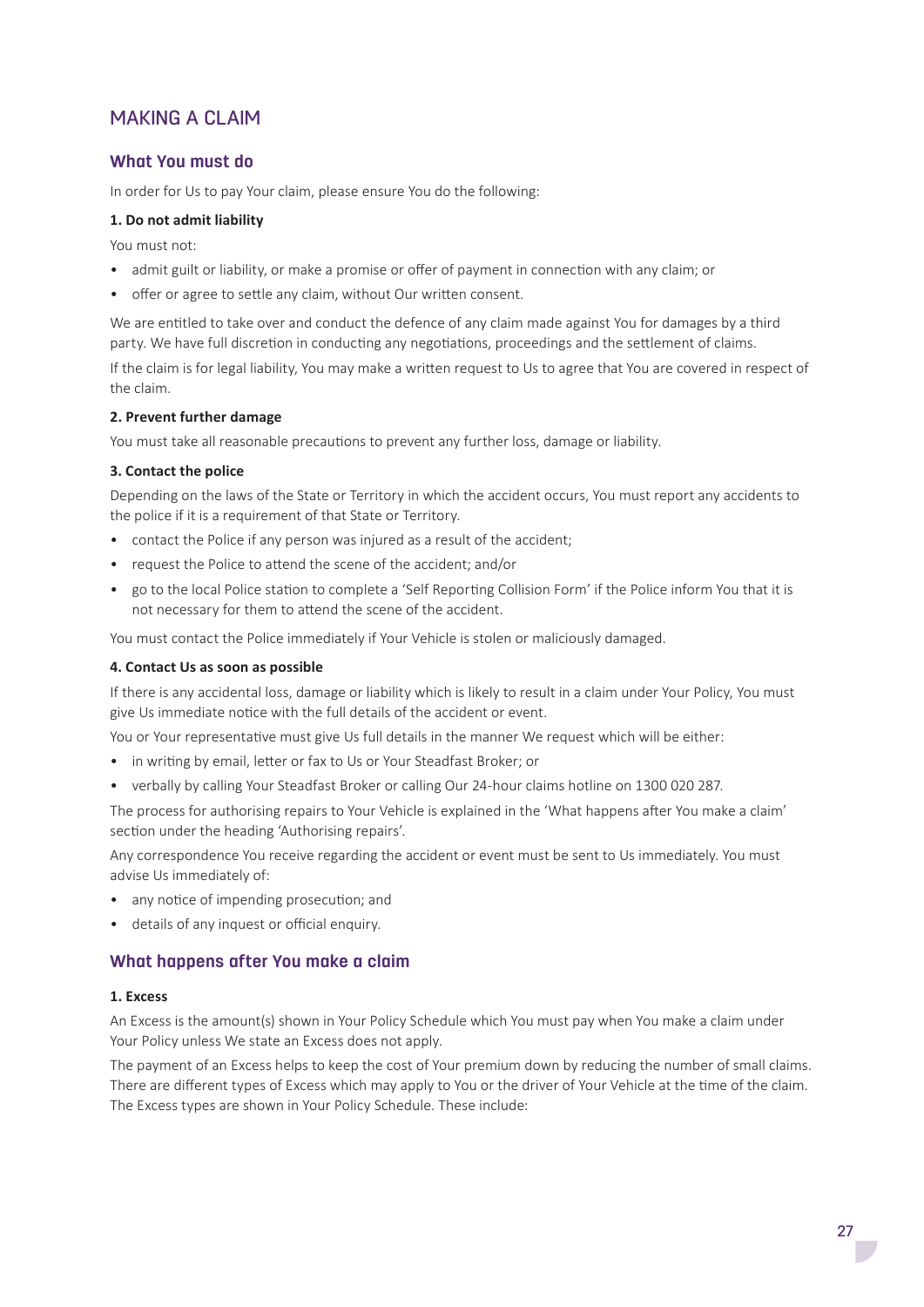# MAKING A CLAIM

## What You must do

In order for Us to pay Your claim, please ensure You do the following:

**1. Do not admit liability**

You must not:

- admit guilt or liability, or make a promise or offer of payment in connection with any claim; or
- offer or agree to settle any claim, without Our written consent.

We are entitled to take over and conduct the defence of any claim made against You for damages by a third party. We have full discretion in conducting any negotiations, proceedings and the settlement of claims.

If the claim is for legal liability, You may make a written request to Us to agree that You are covered in respect of the claim.

**2. Prevent further damage**

You must take all reasonable precautions to prevent any further loss, damage or liability.

**3. Contact the police**

Depending on the laws of the State or Territory in which the accident occurs, You must report any accidents to the police if it is a requirement of that State or Territory.

- contact the Police if any person was injured as a result of the accident;
- request the Police to attend the scene of the accident; and/or
- go to the local Police station to complete a 'Self Reporting Collision Form' if the Police inform You that it is not necessary for them to attend the scene of the accident.

You must contact the Police immediately if Your Vehicle is stolen or maliciously damaged.

**4. Contact Us as soon as possible**

If there is any accidental loss, damage or liability which is likely to result in a claim under Your Policy, You must give Us immediate notice with the full details of the accident or event.

You or Your representative must give Us full details in the manner We request which will be either:

- in writing by email, letter or fax to Us or Your Steadfast Broker; or
- verbally by calling Your Steadfast Broker or calling Our 24-hour claims hotline on 1300 020 287.

The process for authorising repairs to Your Vehicle is explained in the 'What happens after You make a claim' section under the heading 'Authorising repairs'.

Any correspondence You receive regarding the accident or event must be sent to Us immediately. You must advise Us immediately of:

- any notice of impending prosecution; and
- details of any inquest or official enquiry.

## What happens after You make a claim

**1. Excess**

An Excess is the amount(s) shown in Your Policy Schedule which You must pay when You make a claim under Your Policy unless We state an Excess does not apply.

The payment of an Excess helps to keep the cost of Your premium down by reducing the number of small claims. There are different types of Excess which may apply to You or the driver of Your Vehicle at the time of the claim. The Excess types are shown in Your Policy Schedule. These include: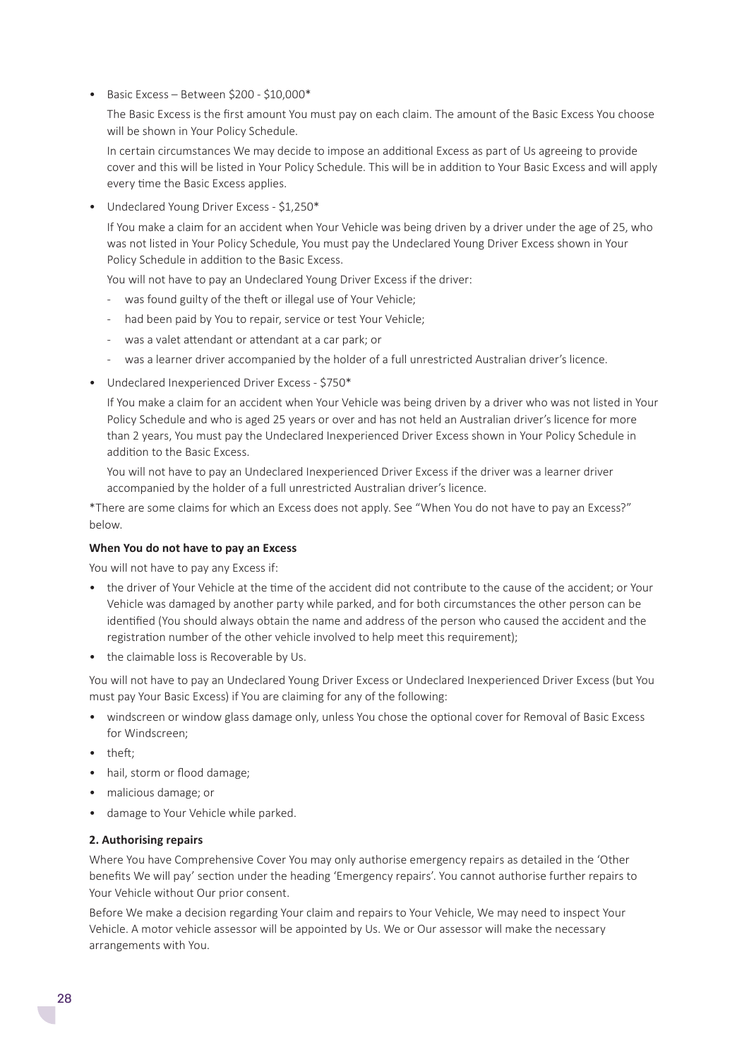- Basic Excess – Between $200 - $10,000*

  The Basic Excess is the first amount You must pay on each claim. The amount of the Basic Excess You choose will be shown in Your Policy Schedule.

  In certain circumstances We may decide to impose an additional Excess as part of Us agreeing to provide cover and this will be listed in Your Policy Schedule. This will be in addition to Your Basic Excess and will apply every time the Basic Excess applies.

- Undeclared Young Driver Excess - $1,250*

  If You make a claim for an accident when Your Vehicle was being driven by a driver under the age of 25, who was not listed in Your Policy Schedule, You must pay the Undeclared Young Driver Excess shown in Your Policy Schedule in addition to the Basic Excess.

  You will not have to pay an Undeclared Young Driver Excess if the driver:

  - was found guilty of the theft or illegal use of Your Vehicle;
  - had been paid by You to repair, service or test Your Vehicle;
  - was a valet attendant or attendant at a car park; or
  - was a learner driver accompanied by the holder of a full unrestricted Australian driver's licence.

- Undeclared Inexperienced Driver Excess - $750*

  If You make a claim for an accident when Your Vehicle was being driven by a driver who was not listed in Your Policy Schedule and who is aged 25 years or over and has not held an Australian driver's licence for more than 2 years, You must pay the Undeclared Inexperienced Driver Excess shown in Your Policy Schedule in addition to the Basic Excess.

  You will not have to pay an Undeclared Inexperienced Driver Excess if the driver was a learner driver accompanied by the holder of a full unrestricted Australian driver's licence.

*There are some claims for which an Excess does not apply. See "When You do not have to pay an Excess?" below.

**When You do not have to pay an Excess**

You will not have to pay any Excess if:

- the driver of Your Vehicle at the time of the accident did not contribute to the cause of the accident; or Your Vehicle was damaged by another party while parked, and for both circumstances the other person can be identified (You should always obtain the name and address of the person who caused the accident and the registration number of the other vehicle involved to help meet this requirement);
- the claimable loss is Recoverable by Us.

You will not have to pay an Undeclared Young Driver Excess or Undeclared Inexperienced Driver Excess (but You must pay Your Basic Excess) if You are claiming for any of the following:

- windscreen or window glass damage only, unless You chose the optional cover for Removal of Basic Excess for Windscreen;
- theft;
- hail, storm or flood damage;
- malicious damage; or
- damage to Your Vehicle while parked.

**2. Authorising repairs**

Where You have Comprehensive Cover You may only authorise emergency repairs as detailed in the 'Other benefits We will pay' section under the heading 'Emergency repairs'. You cannot authorise further repairs to Your Vehicle without Our prior consent.

Before We make a decision regarding Your claim and repairs to Your Vehicle, We may need to inspect Your Vehicle. A motor vehicle assessor will be appointed by Us. We or Our assessor will make the necessary arrangements with You.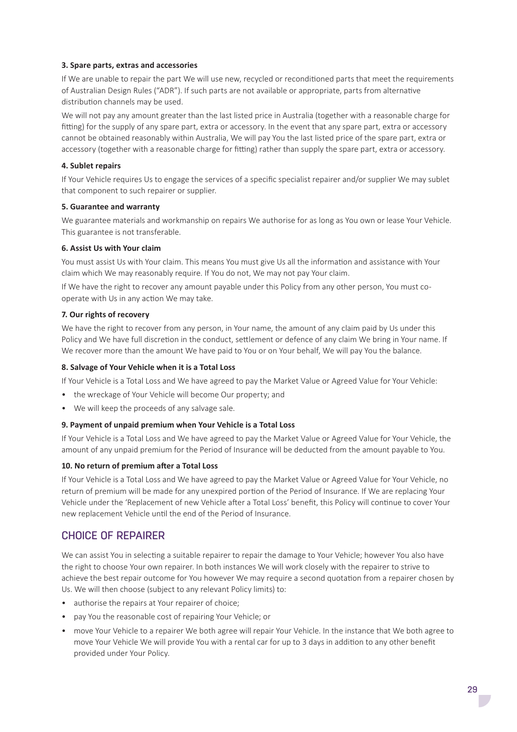### 3. Spare parts, extras and accessories

If We are unable to repair the part We will use new, recycled or reconditioned parts that meet the requirements of Australian Design Rules ("ADR"). If such parts are not available or appropriate, parts from alternative distribution channels may be used.

We will not pay any amount greater than the last listed price in Australia (together with a reasonable charge for fitting) for the supply of any spare part, extra or accessory. In the event that any spare part, extra or accessory cannot be obtained reasonably within Australia, We will pay You the last listed price of the spare part, extra or accessory (together with a reasonable charge for fitting) rather than supply the spare part, extra or accessory.

### 4. Sublet repairs

If Your Vehicle requires Us to engage the services of a specific specialist repairer and/or supplier We may sublet that component to such repairer or supplier.

### 5. Guarantee and warranty

We guarantee materials and workmanship on repairs We authorise for as long as You own or lease Your Vehicle. This guarantee is not transferable.

### 6. Assist Us with Your claim

You must assist Us with Your claim. This means You must give Us all the information and assistance with Your claim which We may reasonably require. If You do not, We may not pay Your claim.

If We have the right to recover any amount payable under this Policy from any other person, You must co-operate with Us in any action We may take.

### 7. Our rights of recovery

We have the right to recover from any person, in Your name, the amount of any claim paid by Us under this Policy and We have full discretion in the conduct, settlement or defence of any claim We bring in Your name. If We recover more than the amount We have paid to You or on Your behalf, We will pay You the balance.

### 8. Salvage of Your Vehicle when it is a Total Loss

If Your Vehicle is a Total Loss and We have agreed to pay the Market Value or Agreed Value for Your Vehicle:

- the wreckage of Your Vehicle will become Our property; and
- We will keep the proceeds of any salvage sale.

### 9. Payment of unpaid premium when Your Vehicle is a Total Loss

If Your Vehicle is a Total Loss and We have agreed to pay the Market Value or Agreed Value for Your Vehicle, the amount of any unpaid premium for the Period of Insurance will be deducted from the amount payable to You.

### 10. No return of premium after a Total Loss

If Your Vehicle is a Total Loss and We have agreed to pay the Market Value or Agreed Value for Your Vehicle, no return of premium will be made for any unexpired portion of the Period of Insurance. If We are replacing Your Vehicle under the 'Replacement of new Vehicle after a Total Loss' benefit, this Policy will continue to cover Your new replacement Vehicle until the end of the Period of Insurance.

## CHOICE OF REPAIRER

We can assist You in selecting a suitable repairer to repair the damage to Your Vehicle; however You also have the right to choose Your own repairer. In both instances We will work closely with the repairer to strive to achieve the best repair outcome for You however We may require a second quotation from a repairer chosen by Us. We will then choose (subject to any relevant Policy limits) to:

- authorise the repairs at Your repairer of choice;
- pay You the reasonable cost of repairing Your Vehicle; or
- move Your Vehicle to a repairer We both agree will repair Your Vehicle. In the instance that We both agree to move Your Vehicle We will provide You with a rental car for up to 3 days in addition to any other benefit provided under Your Policy.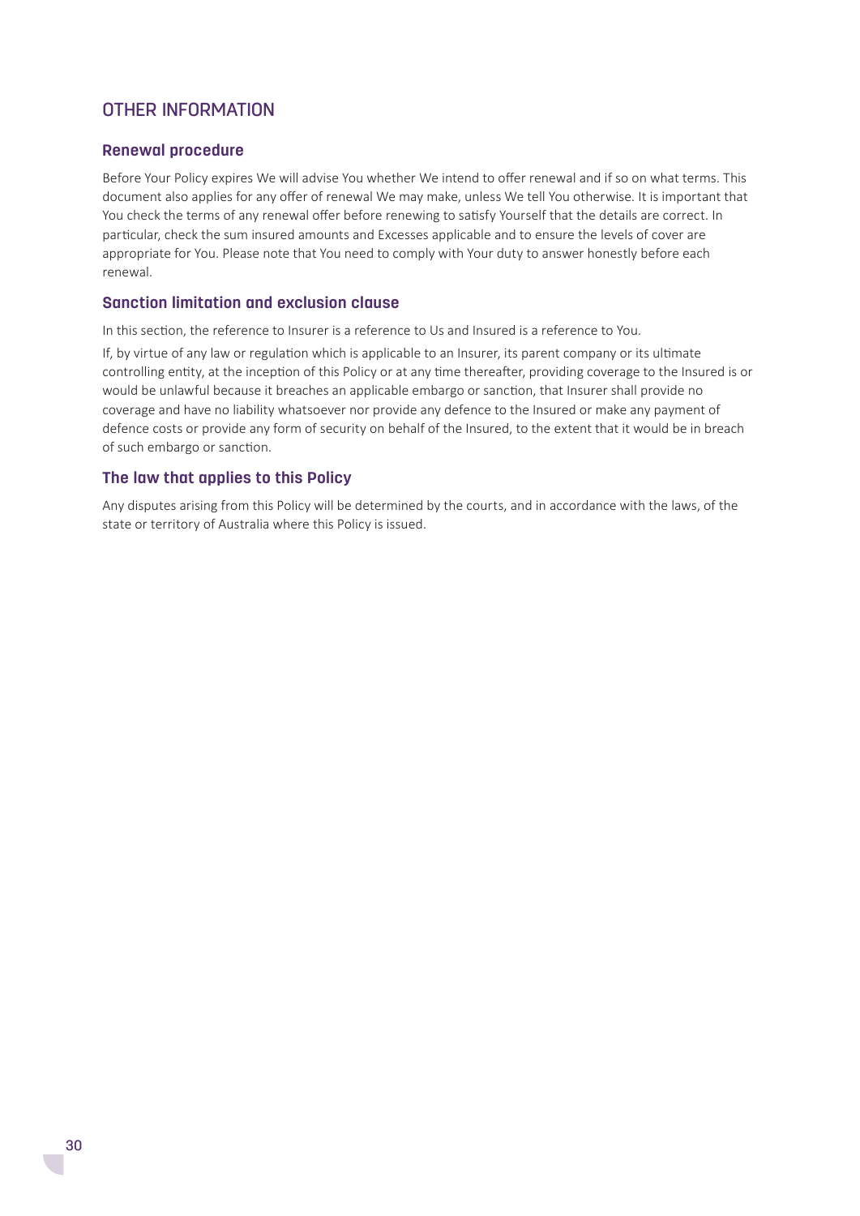## OTHER INFORMATION

### Renewal procedure

Before Your Policy expires We will advise You whether We intend to offer renewal and if so on what terms. This document also applies for any offer of renewal We may make, unless We tell You otherwise. It is important that You check the terms of any renewal offer before renewing to satisfy Yourself that the details are correct. In particular, check the sum insured amounts and Excesses applicable and to ensure the levels of cover are appropriate for You. Please note that You need to comply with Your duty to answer honestly before each renewal.

### Sanction limitation and exclusion clause

In this section, the reference to Insurer is a reference to Us and Insured is a reference to You.

If, by virtue of any law or regulation which is applicable to an Insurer, its parent company or its ultimate controlling entity, at the inception of this Policy or at any time thereafter, providing coverage to the Insured is or would be unlawful because it breaches an applicable embargo or sanction, that Insurer shall provide no coverage and have no liability whatsoever nor provide any defence to the Insured or make any payment of defence costs or provide any form of security on behalf of the Insured, to the extent that it would be in breach of such embargo or sanction.

### The law that applies to this Policy

Any disputes arising from this Policy will be determined by the courts, and in accordance with the laws, of the state or territory of Australia where this Policy is issued.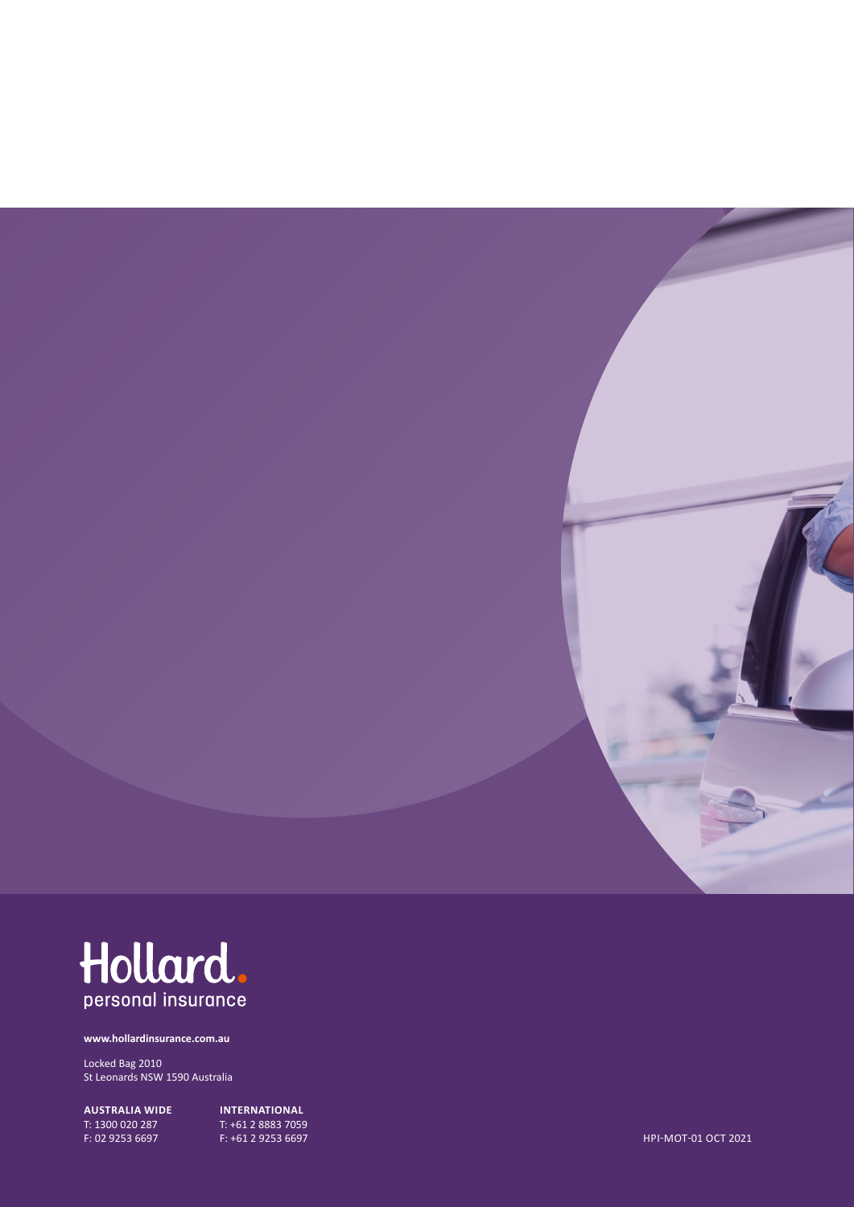Hollard.
personal insurance

**www.hollardinsurance.com.au**

Locked Bag 2010
St Leonards NSW 1590 Australia

**AUSTRALIA WIDE**
T: 1300 020 287
F: 02 9253 6697

**INTERNATIONAL**
T: +61 2 8883 7059
F: +61 2 9253 6697

HPI-MOT-01 OCT 2021